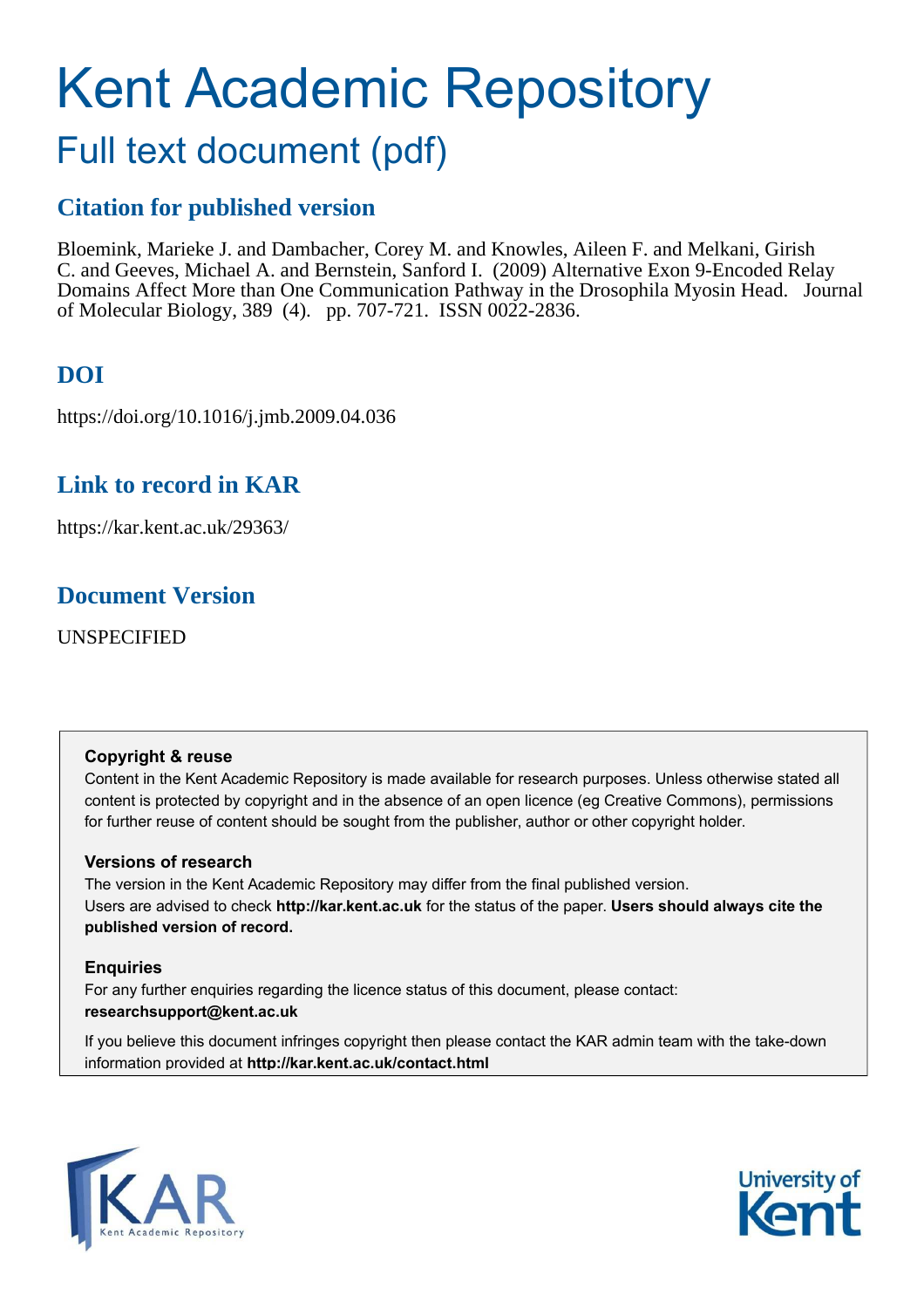# Kent Academic Repository

## Full text document (pdf)

## Citation for published version

Bloemink, Marieke J. and Dambacher, Corey M. and Knowles, Aileen F. and Melkani, Girish C. and Geeves, Michael A. and Bernstein, Sanford I. (2009) Alternative Exon 9-Encoded Relay Domains Affect More than One Communication Pathway in the Drosophila Myosin Head. Journal of Molecular Biology, 389 (4). pp. 707-721. ISSN 0022-2836.

## DOI

https://doi.org/10.1016/j.jmb.2009.04.036

## Link to record in KAR

https://kar.kent.ac.uk/29363/

## Document Version

UNSPECIFIED

**Copyright & reuse**

Content in the Kent Academic Repository is made available for research purposes. Unless otherwise stated all content is protected by copyright and in the absence of an open licence (eg Creative Commons), permissions for further reuse of content should be sought from the publisher, author or other copyright holder.

**Versions of research**

The version in the Kent Academic Repository may differ from the final published version. Users are advised to check **http://kar.kent.ac.uk** for the status of the paper. **Users should always cite the published version of record.**

**Enquiries**

For any further enquiries regarding the licence status of this document, please contact: **researchsupport@kent.ac.uk**

If you believe this document infringes copyright then please contact the KAR admin team with the take-down information provided at **http://kar.kent.ac.uk/contact.html**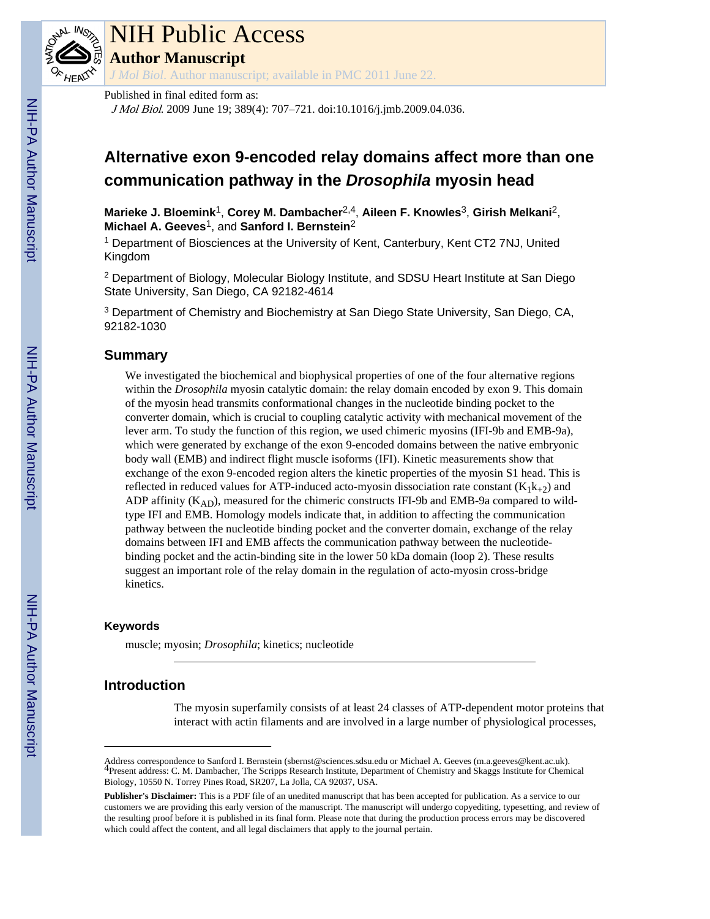# Alternative exon 9-encoded relay domains affect more than one communication pathway in the *Drosophila* myosin head

**Marieke J. Bloemink**[1], **Corey M. Dambacher**[2,4], **Aileen F. Knowles**[3], **Girish Melkani**[2], **Michael A. Geeves**[1], and **Sanford I. Bernstein**[2]

[1] Department of Biosciences at the University of Kent, Canterbury, Kent CT2 7NJ, United Kingdom

[2] Department of Biology, Molecular Biology Institute, and SDSU Heart Institute at San Diego State University, San Diego, CA 92182-4614

[3] Department of Chemistry and Biochemistry at San Diego State University, San Diego, CA, 92182-1030

## Summary

We investigated the biochemical and biophysical properties of one of the four alternative regions within the *Drosophila* myosin catalytic domain: the relay domain encoded by exon 9. This domain of the myosin head transmits conformational changes in the nucleotide binding pocket to the converter domain, which is crucial to coupling catalytic activity with mechanical movement of the lever arm. To study the function of this region, we used chimeric myosins (IFI-9b and EMB-9a), which were generated by exchange of the exon 9-encoded domains between the native embryonic body wall (EMB) and indirect flight muscle isoforms (IFI). Kinetic measurements show that exchange of the exon 9-encoded region alters the kinetic properties of the myosin S1 head. This is reflected in reduced values for ATP-induced acto-myosin dissociation rate constant ($K_1k_{+2}$) and ADP affinity ($K_{AD}$), measured for the chimeric constructs IFI-9b and EMB-9a compared to wild-type IFI and EMB. Homology models indicate that, in addition to affecting the communication pathway between the nucleotide binding pocket and the converter domain, exchange of the relay domains between IFI and EMB affects the communication pathway between the nucleotide-binding pocket and the actin-binding site in the lower 50 kDa domain (loop 2). These results suggest an important role of the relay domain in the regulation of acto-myosin cross-bridge kinetics.

### Keywords

muscle; myosin; *Drosophila*; kinetics; nucleotide

## Introduction

The myosin superfamily consists of at least 24 classes of ATP-dependent motor proteins that interact with actin filaments and are involved in a large number of physiological processes,

---

Address correspondence to Sanford I. Bernstein (sbernst@sciences.sdsu.edu or Michael A. Geeves (m.a.geeves@kent.ac.uk).
[4]Present address: C. M. Dambacher, The Scripps Research Institute, Department of Chemistry and Skaggs Institute for Chemical Biology, 10550 N. Torrey Pines Road, SR207, La Jolla, CA 92037, USA.

**Publisher's Disclaimer:** This is a PDF file of an unedited manuscript that has been accepted for publication. As a service to our customers we are providing this early version of the manuscript. The manuscript will undergo copyediting, typesetting, and review of the resulting proof before it is published in its final form. Please note that during the production process errors may be discovered which could affect the content, and all legal disclaimers that apply to the journal pertain.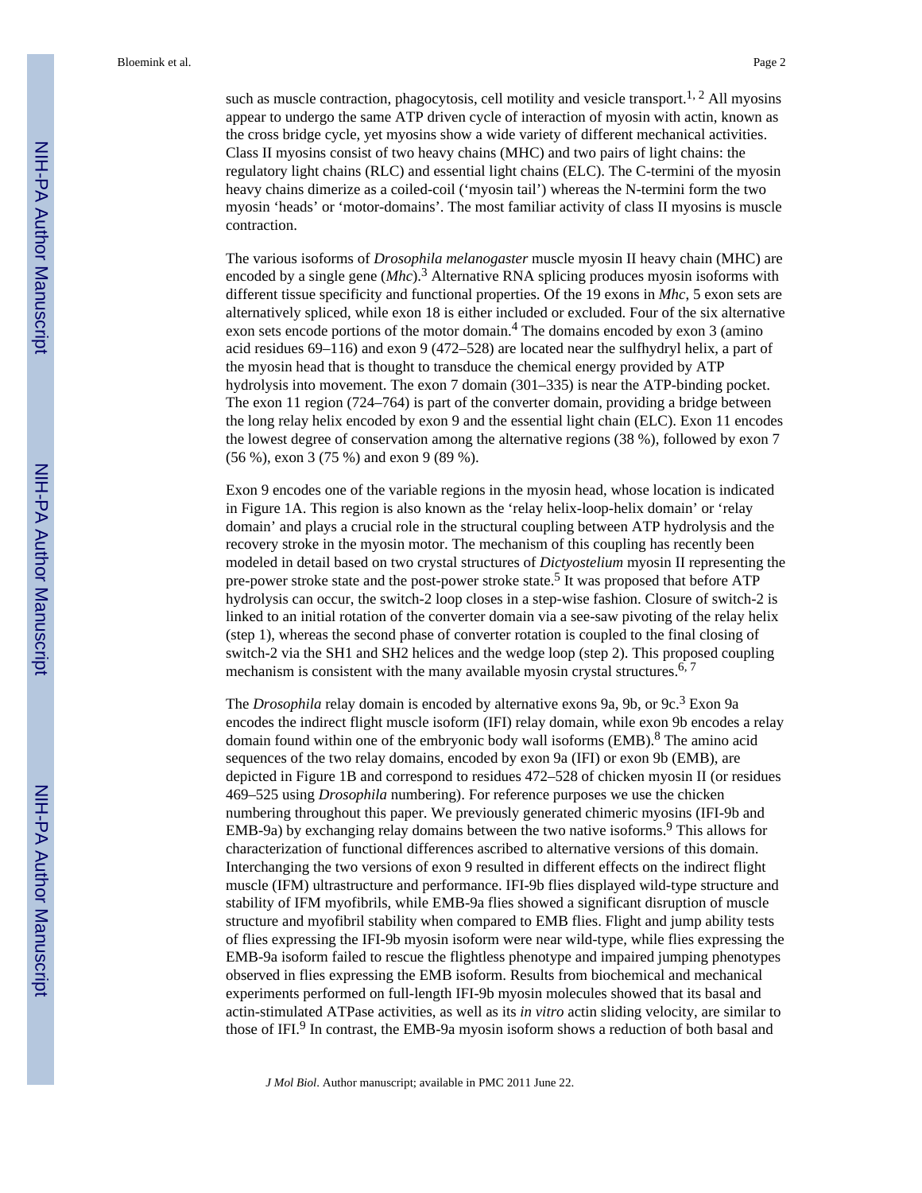such as muscle contraction, phagocytosis, cell motility and vesicle transport.[1, 2] All myosins appear to undergo the same ATP driven cycle of interaction of myosin with actin, known as the cross bridge cycle, yet myosins show a wide variety of different mechanical activities. Class II myosins consist of two heavy chains (MHC) and two pairs of light chains: the regulatory light chains (RLC) and essential light chains (ELC). The C-termini of the myosin heavy chains dimerize as a coiled-coil ('myosin tail') whereas the N-termini form the two myosin 'heads' or 'motor-domains'. The most familiar activity of class II myosins is muscle contraction.

The various isoforms of *Drosophila melanogaster* muscle myosin II heavy chain (MHC) are encoded by a single gene (*Mhc*).[3] Alternative RNA splicing produces myosin isoforms with different tissue specificity and functional properties. Of the 19 exons in *Mhc,* 5 exon sets are alternatively spliced, while exon 18 is either included or excluded. Four of the six alternative exon sets encode portions of the motor domain.[4] The domains encoded by exon 3 (amino acid residues 69–116) and exon 9 (472–528) are located near the sulfhydryl helix, a part of the myosin head that is thought to transduce the chemical energy provided by ATP hydrolysis into movement. The exon 7 domain (301–335) is near the ATP-binding pocket. The exon 11 region (724–764) is part of the converter domain, providing a bridge between the long relay helix encoded by exon 9 and the essential light chain (ELC). Exon 11 encodes the lowest degree of conservation among the alternative regions (38 %), followed by exon 7 (56 %), exon 3 (75 %) and exon 9 (89 %).

Exon 9 encodes one of the variable regions in the myosin head, whose location is indicated in Figure 1A. This region is also known as the 'relay helix-loop-helix domain' or 'relay domain' and plays a crucial role in the structural coupling between ATP hydrolysis and the recovery stroke in the myosin motor. The mechanism of this coupling has recently been modeled in detail based on two crystal structures of *Dictyostelium* myosin II representing the pre-power stroke state and the post-power stroke state.[5] It was proposed that before ATP hydrolysis can occur, the switch-2 loop closes in a step-wise fashion. Closure of switch-2 is linked to an initial rotation of the converter domain via a see-saw pivoting of the relay helix (step 1), whereas the second phase of converter rotation is coupled to the final closing of switch-2 via the SH1 and SH2 helices and the wedge loop (step 2). This proposed coupling mechanism is consistent with the many available myosin crystal structures.[6, 7]

The *Drosophila* relay domain is encoded by alternative exons 9a, 9b, or 9c.[3] Exon 9a encodes the indirect flight muscle isoform (IFI) relay domain, while exon 9b encodes a relay domain found within one of the embryonic body wall isoforms (EMB).[8] The amino acid sequences of the two relay domains, encoded by exon 9a (IFI) or exon 9b (EMB), are depicted in Figure 1B and correspond to residues 472–528 of chicken myosin II (or residues 469–525 using *Drosophila* numbering). For reference purposes we use the chicken numbering throughout this paper. We previously generated chimeric myosins (IFI-9b and EMB-9a) by exchanging relay domains between the two native isoforms.[9] This allows for characterization of functional differences ascribed to alternative versions of this domain. Interchanging the two versions of exon 9 resulted in different effects on the indirect flight muscle (IFM) ultrastructure and performance. IFI-9b flies displayed wild-type structure and stability of IFM myofibrils, while EMB-9a flies showed a significant disruption of muscle structure and myofibril stability when compared to EMB flies. Flight and jump ability tests of flies expressing the IFI-9b myosin isoform were near wild-type, while flies expressing the EMB-9a isoform failed to rescue the flightless phenotype and impaired jumping phenotypes observed in flies expressing the EMB isoform. Results from biochemical and mechanical experiments performed on full-length IFI-9b myosin molecules showed that its basal and actin-stimulated ATPase activities, as well as its *in vitro* actin sliding velocity, are similar to those of IFI.[9] In contrast, the EMB-9a myosin isoform shows a reduction of both basal and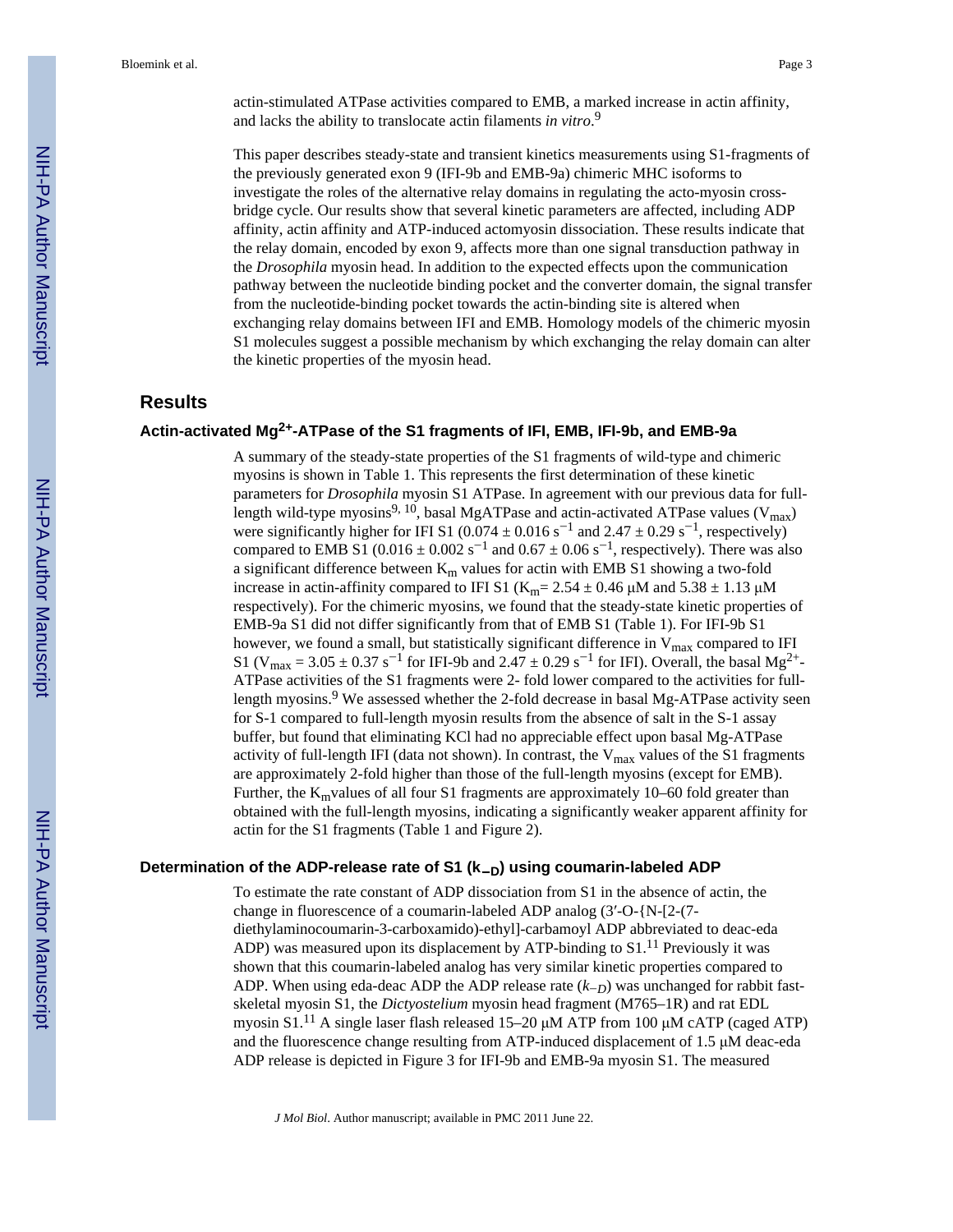actin-stimulated ATPase activities compared to EMB, a marked increase in actin affinity, and lacks the ability to translocate actin filaments *in vitro*.[9]

This paper describes steady-state and transient kinetics measurements using S1-fragments of the previously generated exon 9 (IFI-9b and EMB-9a) chimeric MHC isoforms to investigate the roles of the alternative relay domains in regulating the acto-myosin cross-bridge cycle. Our results show that several kinetic parameters are affected, including ADP affinity, actin affinity and ATP-induced actomyosin dissociation. These results indicate that the relay domain, encoded by exon 9, affects more than one signal transduction pathway in the *Drosophila* myosin head. In addition to the expected effects upon the communication pathway between the nucleotide binding pocket and the converter domain, the signal transfer from the nucleotide-binding pocket towards the actin-binding site is altered when exchanging relay domains between IFI and EMB. Homology models of the chimeric myosin S1 molecules suggest a possible mechanism by which exchanging the relay domain can alter the kinetic properties of the myosin head.

## Results

### Actin-activated $Mg^{2+}$-ATPase of the S1 fragments of IFI, EMB, IFI-9b, and EMB-9a

A summary of the steady-state properties of the S1 fragments of wild-type and chimeric myosins is shown in Table 1. This represents the first determination of these kinetic parameters for *Drosophila* myosin S1 ATPase. In agreement with our previous data for full-length wild-type myosins[9, 10], basal MgATPase and actin-activated ATPase values ($V_{max}$) were significantly higher for IFI S1 ($0.074 \pm 0.016$ s$^{-1}$ and $2.47 \pm 0.29$ s$^{-1}$, respectively) compared to EMB S1 ($0.016 \pm 0.002$ s$^{-1}$ and $0.67 \pm 0.06$ s$^{-1}$, respectively). There was also a significant difference between $K_m$ values for actin with EMB S1 showing a two-fold increase in actin-affinity compared to IFI S1 ($K_m = 2.54 \pm 0.46$ μM and $5.38 \pm 1.13$ μM respectively). For the chimeric myosins, we found that the steady-state kinetic properties of EMB-9a S1 did not differ significantly from that of EMB S1 (Table 1). For IFI-9b S1 however, we found a small, but statistically significant difference in $V_{max}$ compared to IFI S1 ($V_{max} = 3.05 \pm 0.37$ s$^{-1}$ for IFI-9b and $2.47 \pm 0.29$ s$^{-1}$ for IFI). Overall, the basal $Mg^{2+}$-ATPase activities of the S1 fragments were 2- fold lower compared to the activities for full-length myosins.[9] We assessed whether the 2-fold decrease in basal Mg-ATPase activity seen for S-1 compared to full-length myosin results from the absence of salt in the S-1 assay buffer, but found that eliminating KCl had no appreciable effect upon basal Mg-ATPase activity of full-length IFI (data not shown). In contrast, the $V_{max}$ values of the S1 fragments are approximately 2-fold higher than those of the full-length myosins (except for EMB). Further, the $K_m$ values of all four S1 fragments are approximately 10–60 fold greater than obtained with the full-length myosins, indicating a significantly weaker apparent affinity for actin for the S1 fragments (Table 1 and Figure 2).

### Determination of the ADP-release rate of S1 ($k_{-D}$) using coumarin-labeled ADP

To estimate the rate constant of ADP dissociation from S1 in the absence of actin, the change in fluorescence of a coumarin-labeled ADP analog (3′-O-{N-[2-(7-diethylaminocoumarin-3-carboxamido)-ethyl]-carbamoyl ADP abbreviated to deac-eda ADP) was measured upon its displacement by ATP-binding to S1.[11] Previously it was shown that this coumarin-labeled analog has very similar kinetic properties compared to ADP. When using eda-deac ADP the ADP release rate ($k_{-D}$) was unchanged for rabbit fast-skeletal myosin S1, the *Dictyostelium* myosin head fragment (M765–1R) and rat EDL myosin S1.[11] A single laser flash released 15–20 μM ATP from 100 μM cATP (caged ATP) and the fluorescence change resulting from ATP-induced displacement of 1.5 μM deac-eda ADP release is depicted in Figure 3 for IFI-9b and EMB-9a myosin S1. The measured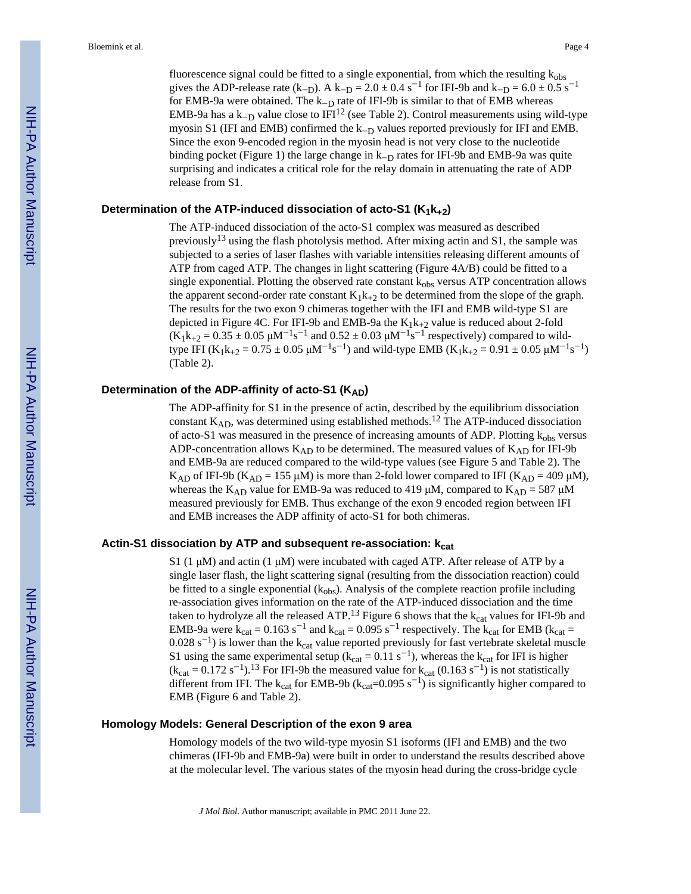fluorescence signal could be fitted to a single exponential, from which the resulting $k_{obs}$ gives the ADP-release rate ($k_{-D}$). A $k_{-D} = 2.0 \pm 0.4\ s^{-1}$ for IFI-9b and $k_{-D} = 6.0 \pm 0.5\ s^{-1}$ for EMB-9a were obtained. The $k_{-D}$ rate of IFI-9b is similar to that of EMB whereas EMB-9a has a $k_{-D}$ value close to IFI[12] (see Table 2). Control measurements using wild-type myosin S1 (IFI and EMB) confirmed the $k_{-D}$ values reported previously for IFI and EMB. Since the exon 9-encoded region in the myosin head is not very close to the nucleotide binding pocket (Figure 1) the large change in $k_{-D}$ rates for IFI-9b and EMB-9a was quite surprising and indicates a critical role for the relay domain in attenuating the rate of ADP release from S1.

### Determination of the ATP-induced dissociation of acto-S1 ($K_1k_{+2}$)

The ATP-induced dissociation of the acto-S1 complex was measured as described previously[13] using the flash photolysis method. After mixing actin and S1, the sample was subjected to a series of laser flashes with variable intensities releasing different amounts of ATP from caged ATP. The changes in light scattering (Figure 4A/B) could be fitted to a single exponential. Plotting the observed rate constant $k_{obs}$ versus ATP concentration allows the apparent second-order rate constant $K_1k_{+2}$ to be determined from the slope of the graph. The results for the two exon 9 chimeras together with the IFI and EMB wild-type S1 are depicted in Figure 4C. For IFI-9b and EMB-9a the $K_1k_{+2}$ value is reduced about 2-fold ($K_1k_{+2} = 0.35 \pm 0.05\ \mu M^{-1}s^{-1}$ and $0.52 \pm 0.03\ \mu M^{-1}s^{-1}$ respectively) compared to wild-type IFI ($K_1k_{+2} = 0.75 \pm 0.05\ \mu M^{-1}s^{-1}$) and wild-type EMB ($K_1k_{+2} = 0.91 \pm 0.05\ \mu M^{-1}s^{-1}$) (Table 2).

### Determination of the ADP-affinity of acto-S1 ($K_{AD}$)

The ADP-affinity for S1 in the presence of actin, described by the equilibrium dissociation constant $K_{AD}$, was determined using established methods.[12] The ATP-induced dissociation of acto-S1 was measured in the presence of increasing amounts of ADP. Plotting $k_{obs}$ versus ADP-concentration allows $K_{AD}$ to be determined. The measured values of $K_{AD}$ for IFI-9b and EMB-9a are reduced compared to the wild-type values (see Figure 5 and Table 2). The $K_{AD}$ of IFI-9b ($K_{AD} = 155\ \mu M$) is more than 2-fold lower compared to IFI ($K_{AD} = 409\ \mu M$), whereas the $K_{AD}$ value for EMB-9a was reduced to 419 μM, compared to $K_{AD} = 587\ \mu M$ measured previously for EMB. Thus exchange of the exon 9 encoded region between IFI and EMB increases the ADP affinity of acto-S1 for both chimeras.

### Actin-S1 dissociation by ATP and subsequent re-association: $k_{cat}$

S1 (1 μM) and actin (1 μM) were incubated with caged ATP. After release of ATP by a single laser flash, the light scattering signal (resulting from the dissociation reaction) could be fitted to a single exponential ($k_{obs}$). Analysis of the complete reaction profile including re-association gives information on the rate of the ATP-induced dissociation and the time taken to hydrolyze all the released ATP.[13] Figure 6 shows that the $k_{cat}$ values for IFI-9b and EMB-9a were $k_{cat} = 0.163\ s^{-1}$ and $k_{cat} = 0.095\ s^{-1}$ respectively. The $k_{cat}$ for EMB ($k_{cat} = 0.028\ s^{-1}$) is lower than the $k_{cat}$ value reported previously for fast vertebrate skeletal muscle S1 using the same experimental setup ($k_{cat} = 0.11\ s^{-1}$), whereas the $k_{cat}$ for IFI is higher ($k_{cat} = 0.172\ s^{-1}$).[13] For IFI-9b the measured value for $k_{cat}$ ($0.163\ s^{-1}$) is not statistically different from IFI. The $k_{cat}$ for EMB-9b ($k_{cat}$=$0.095\ s^{-1}$) is significantly higher compared to EMB (Figure 6 and Table 2).

### Homology Models: General Description of the exon 9 area

Homology models of the two wild-type myosin S1 isoforms (IFI and EMB) and the two chimeras (IFI-9b and EMB-9a) were built in order to understand the results described above at the molecular level. The various states of the myosin head during the cross-bridge cycle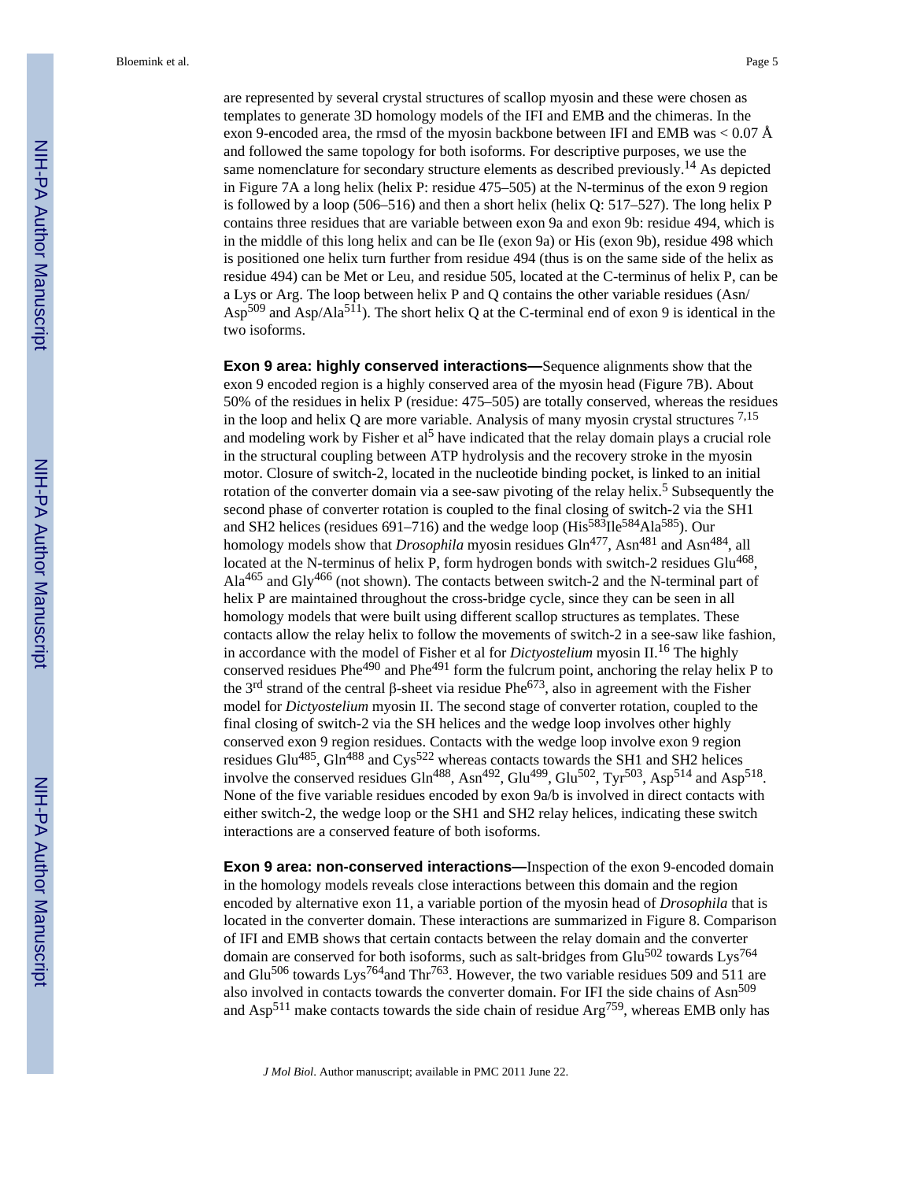are represented by several crystal structures of scallop myosin and these were chosen as templates to generate 3D homology models of the IFI and EMB and the chimeras. In the exon 9-encoded area, the rmsd of the myosin backbone between IFI and EMB was < 0.07 Å and followed the same topology for both isoforms. For descriptive purposes, we use the same nomenclature for secondary structure elements as described previously.[14] As depicted in Figure 7A a long helix (helix P: residue 475–505) at the N-terminus of the exon 9 region is followed by a loop (506–516) and then a short helix (helix Q: 517–527). The long helix P contains three residues that are variable between exon 9a and exon 9b: residue 494, which is in the middle of this long helix and can be Ile (exon 9a) or His (exon 9b), residue 498 which is positioned one helix turn further from residue 494 (thus is on the same side of the helix as residue 494) can be Met or Leu, and residue 505, located at the C-terminus of helix P, can be a Lys or Arg. The loop between helix P and Q contains the other variable residues (Asn/Asp$^{509}$ and Asp/Ala$^{511}$). The short helix Q at the C-terminal end of exon 9 is identical in the two isoforms.

**Exon 9 area: highly conserved interactions—**Sequence alignments show that the exon 9 encoded region is a highly conserved area of the myosin head (Figure 7B). About 50% of the residues in helix P (residue: 475–505) are totally conserved, whereas the residues in the loop and helix Q are more variable. Analysis of many myosin crystal structures [7,15] and modeling work by Fisher et al[5] have indicated that the relay domain plays a crucial role in the structural coupling between ATP hydrolysis and the recovery stroke in the myosin motor. Closure of switch-2, located in the nucleotide binding pocket, is linked to an initial rotation of the converter domain via a see-saw pivoting of the relay helix.[5] Subsequently the second phase of converter rotation is coupled to the final closing of switch-2 via the SH1 and SH2 helices (residues 691–716) and the wedge loop (His$^{583}$Ile$^{584}$Ala$^{585}$). Our homology models show that *Drosophila* myosin residues Gln$^{477}$, Asn$^{481}$ and Asn$^{484}$, all located at the N-terminus of helix P, form hydrogen bonds with switch-2 residues Glu$^{468}$, Ala$^{465}$ and Gly$^{466}$ (not shown). The contacts between switch-2 and the N-terminal part of helix P are maintained throughout the cross-bridge cycle, since they can be seen in all homology models that were built using different scallop structures as templates. These contacts allow the relay helix to follow the movements of switch-2 in a see-saw like fashion, in accordance with the model of Fisher et al for *Dictyostelium* myosin II.[16] The highly conserved residues Phe$^{490}$ and Phe$^{491}$ form the fulcrum point, anchoring the relay helix P to the 3$^{rd}$ strand of the central β-sheet via residue Phe$^{673}$, also in agreement with the Fisher model for *Dictyostelium* myosin II. The second stage of converter rotation, coupled to the final closing of switch-2 via the SH helices and the wedge loop involves other highly conserved exon 9 region residues. Contacts with the wedge loop involve exon 9 region residues Glu$^{485}$, Gln$^{488}$ and Cys$^{522}$ whereas contacts towards the SH1 and SH2 helices involve the conserved residues Gln$^{488}$, Asn$^{492}$, Glu$^{499}$, Glu$^{502}$, Tyr$^{503}$, Asp$^{514}$ and Asp$^{518}$. None of the five variable residues encoded by exon 9a/b is involved in direct contacts with either switch-2, the wedge loop or the SH1 and SH2 relay helices, indicating these switch interactions are a conserved feature of both isoforms.

**Exon 9 area: non-conserved interactions—**Inspection of the exon 9-encoded domain in the homology models reveals close interactions between this domain and the region encoded by alternative exon 11, a variable portion of the myosin head of *Drosophila* that is located in the converter domain. These interactions are summarized in Figure 8. Comparison of IFI and EMB shows that certain contacts between the relay domain and the converter domain are conserved for both isoforms, such as salt-bridges from Glu$^{502}$ towards Lys$^{764}$ and Glu$^{506}$ towards Lys$^{764}$and Thr$^{763}$. However, the two variable residues 509 and 511 are also involved in contacts towards the converter domain. For IFI the side chains of Asn$^{509}$ and Asp$^{511}$ make contacts towards the side chain of residue Arg$^{759}$, whereas EMB only has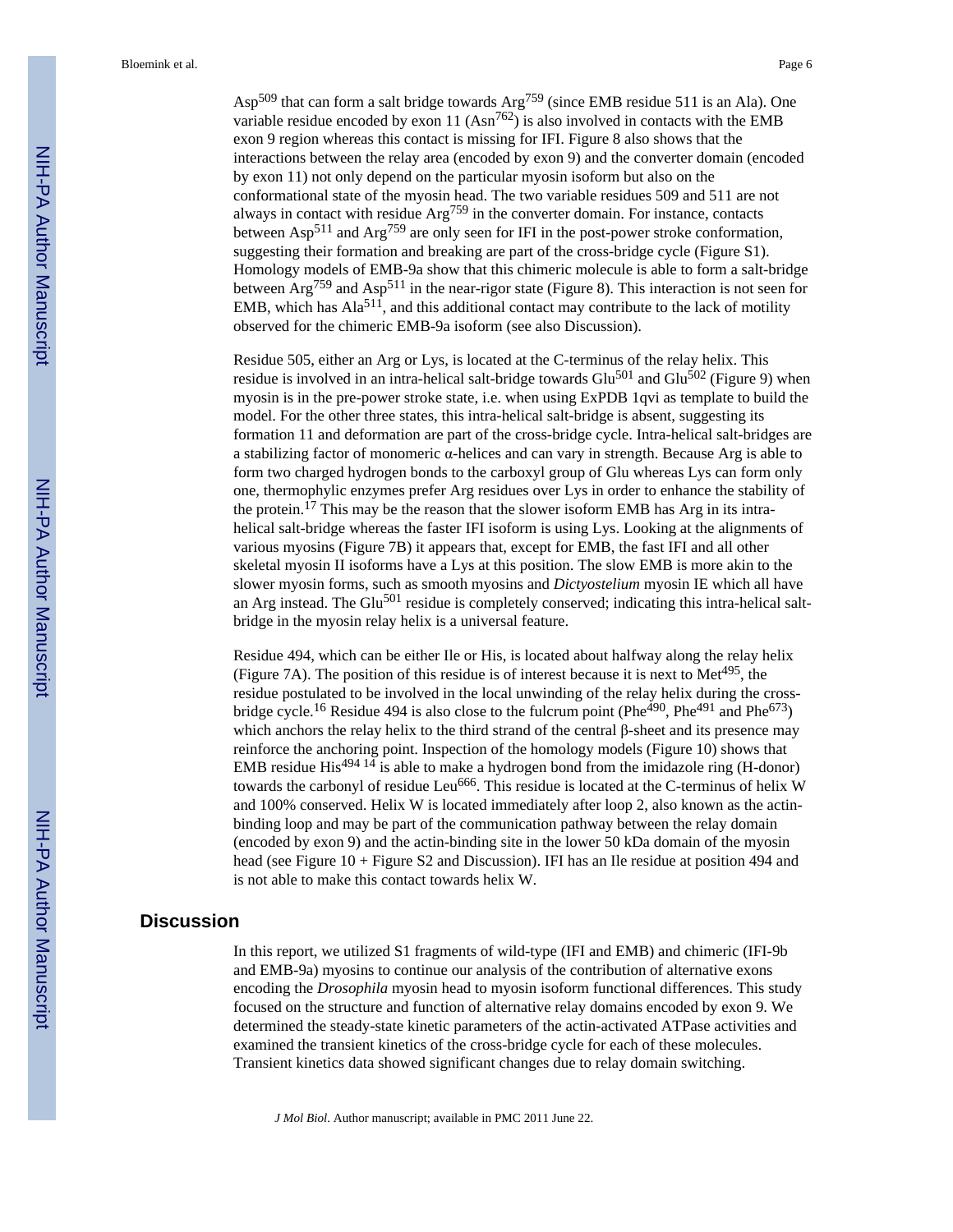Asp$^{509}$ that can form a salt bridge towards Arg$^{759}$ (since EMB residue 511 is an Ala). One variable residue encoded by exon 11 (Asn$^{762}$) is also involved in contacts with the EMB exon 9 region whereas this contact is missing for IFI. Figure 8 also shows that the interactions between the relay area (encoded by exon 9) and the converter domain (encoded by exon 11) not only depend on the particular myosin isoform but also on the conformational state of the myosin head. The two variable residues 509 and 511 are not always in contact with residue Arg$^{759}$ in the converter domain. For instance, contacts between Asp$^{511}$ and Arg$^{759}$ are only seen for IFI in the post-power stroke conformation, suggesting their formation and breaking are part of the cross-bridge cycle (Figure S1). Homology models of EMB-9a show that this chimeric molecule is able to form a salt-bridge between Arg$^{759}$ and Asp$^{511}$ in the near-rigor state (Figure 8). This interaction is not seen for EMB, which has Ala$^{511}$, and this additional contact may contribute to the lack of motility observed for the chimeric EMB-9a isoform (see also Discussion).

Residue 505, either an Arg or Lys, is located at the C-terminus of the relay helix. This residue is involved in an intra-helical salt-bridge towards Glu$^{501}$ and Glu$^{502}$ (Figure 9) when myosin is in the pre-power stroke state, i.e. when using ExPDB 1qvi as template to build the model. For the other three states, this intra-helical salt-bridge is absent, suggesting its formation 11 and deformation are part of the cross-bridge cycle. Intra-helical salt-bridges are a stabilizing factor of monomeric α-helices and can vary in strength. Because Arg is able to form two charged hydrogen bonds to the carboxyl group of Glu whereas Lys can form only one, thermophylic enzymes prefer Arg residues over Lys in order to enhance the stability of the protein.[17] This may be the reason that the slower isoform EMB has Arg in its intra-helical salt-bridge whereas the faster IFI isoform is using Lys. Looking at the alignments of various myosins (Figure 7B) it appears that, except for EMB, the fast IFI and all other skeletal myosin II isoforms have a Lys at this position. The slow EMB is more akin to the slower myosin forms, such as smooth myosins and *Dictyostelium* myosin IE which all have an Arg instead. The Glu$^{501}$ residue is completely conserved; indicating this intra-helical salt-bridge in the myosin relay helix is a universal feature.

Residue 494, which can be either Ile or His, is located about halfway along the relay helix (Figure 7A). The position of this residue is of interest because it is next to Met$^{495}$, the residue postulated to be involved in the local unwinding of the relay helix during the cross-bridge cycle.[16] Residue 494 is also close to the fulcrum point (Phe$^{490}$, Phe$^{491}$ and Phe$^{673}$) which anchors the relay helix to the third strand of the central β-sheet and its presence may reinforce the anchoring point. Inspection of the homology models (Figure 10) shows that EMB residue His$^{494}$ [14] is able to make a hydrogen bond from the imidazole ring (H-donor) towards the carbonyl of residue Leu$^{666}$. This residue is located at the C-terminus of helix W and 100% conserved. Helix W is located immediately after loop 2, also known as the actin-binding loop and may be part of the communication pathway between the relay domain (encoded by exon 9) and the actin-binding site in the lower 50 kDa domain of the myosin head (see Figure 10 + Figure S2 and Discussion). IFI has an Ile residue at position 494 and is not able to make this contact towards helix W.

## Discussion

In this report, we utilized S1 fragments of wild-type (IFI and EMB) and chimeric (IFI-9b and EMB-9a) myosins to continue our analysis of the contribution of alternative exons encoding the *Drosophila* myosin head to myosin isoform functional differences. This study focused on the structure and function of alternative relay domains encoded by exon 9. We determined the steady-state kinetic parameters of the actin-activated ATPase activities and examined the transient kinetics of the cross-bridge cycle for each of these molecules. Transient kinetics data showed significant changes due to relay domain switching.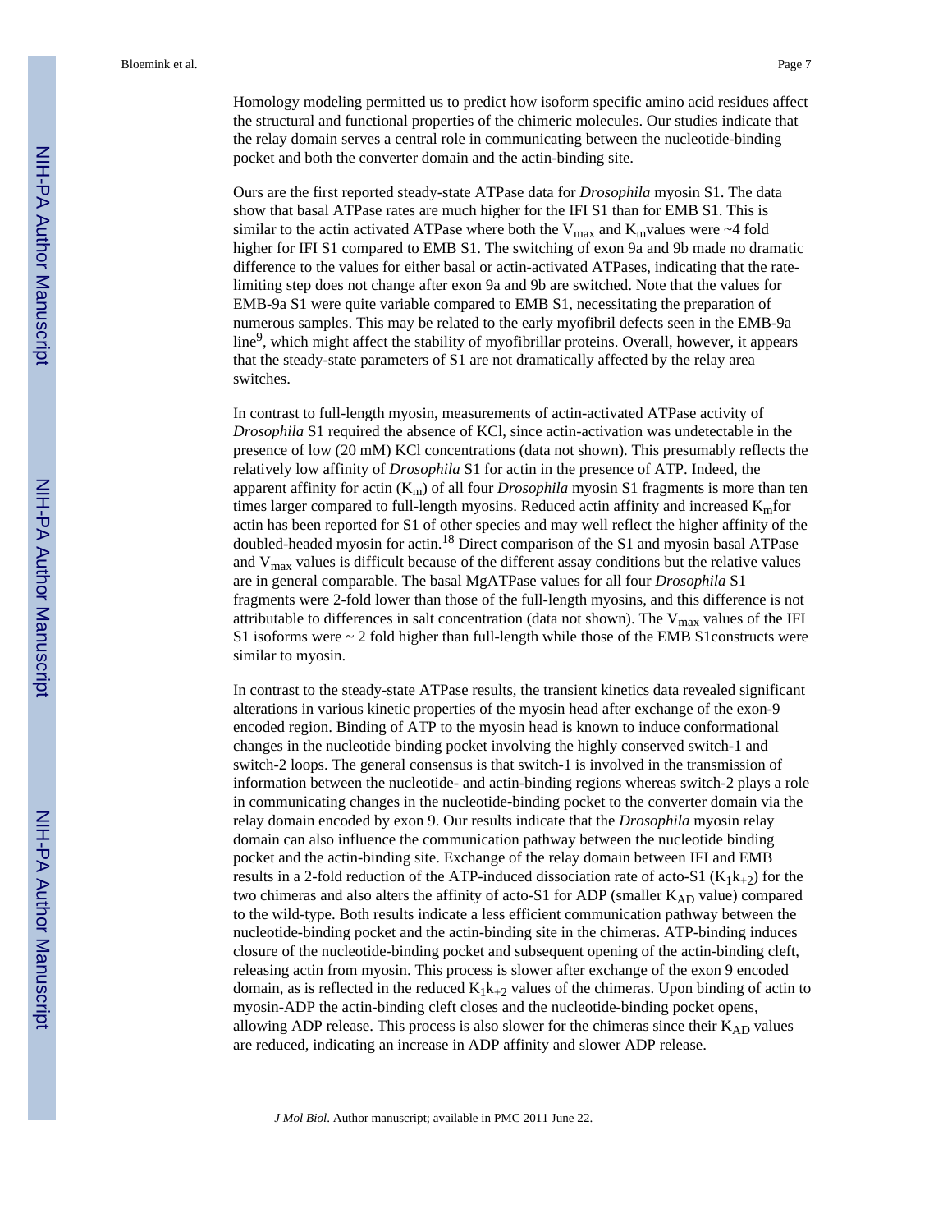Homology modeling permitted us to predict how isoform specific amino acid residues affect the structural and functional properties of the chimeric molecules. Our studies indicate that the relay domain serves a central role in communicating between the nucleotide-binding pocket and both the converter domain and the actin-binding site.

Ours are the first reported steady-state ATPase data for *Drosophila* myosin S1. The data show that basal ATPase rates are much higher for the IFI S1 than for EMB S1. This is similar to the actin activated ATPase where both the $V_{max}$ and $K_m$values were ~4 fold higher for IFI S1 compared to EMB S1. The switching of exon 9a and 9b made no dramatic difference to the values for either basal or actin-activated ATPases, indicating that the rate-limiting step does not change after exon 9a and 9b are switched. Note that the values for EMB-9a S1 were quite variable compared to EMB S1, necessitating the preparation of numerous samples. This may be related to the early myofibril defects seen in the EMB-9a line[9], which might affect the stability of myofibrillar proteins. Overall, however, it appears that the steady-state parameters of S1 are not dramatically affected by the relay area switches.

In contrast to full-length myosin, measurements of actin-activated ATPase activity of *Drosophila* S1 required the absence of KCl, since actin-activation was undetectable in the presence of low (20 mM) KCl concentrations (data not shown). This presumably reflects the relatively low affinity of *Drosophila* S1 for actin in the presence of ATP. Indeed, the apparent affinity for actin ($K_m$) of all four *Drosophila* myosin S1 fragments is more than ten times larger compared to full-length myosins. Reduced actin affinity and increased $K_m$for actin has been reported for S1 of other species and may well reflect the higher affinity of the doubled-headed myosin for actin.[18] Direct comparison of the S1 and myosin basal ATPase and $V_{max}$ values is difficult because of the different assay conditions but the relative values are in general comparable. The basal MgATPase values for all four *Drosophila* S1 fragments were 2-fold lower than those of the full-length myosins, and this difference is not attributable to differences in salt concentration (data not shown). The $V_{max}$ values of the IFI S1 isoforms were ~ 2 fold higher than full-length while those of the EMB S1constructs were similar to myosin.

In contrast to the steady-state ATPase results, the transient kinetics data revealed significant alterations in various kinetic properties of the myosin head after exchange of the exon-9 encoded region. Binding of ATP to the myosin head is known to induce conformational changes in the nucleotide binding pocket involving the highly conserved switch-1 and switch-2 loops. The general consensus is that switch-1 is involved in the transmission of information between the nucleotide- and actin-binding regions whereas switch-2 plays a role in communicating changes in the nucleotide-binding pocket to the converter domain via the relay domain encoded by exon 9. Our results indicate that the *Drosophila* myosin relay domain can also influence the communication pathway between the nucleotide binding pocket and the actin-binding site. Exchange of the relay domain between IFI and EMB results in a 2-fold reduction of the ATP-induced dissociation rate of acto-S1 ($K_1k_{+2}$) for the two chimeras and also alters the affinity of acto-S1 for ADP (smaller $K_{AD}$ value) compared to the wild-type. Both results indicate a less efficient communication pathway between the nucleotide-binding pocket and the actin-binding site in the chimeras. ATP-binding induces closure of the nucleotide-binding pocket and subsequent opening of the actin-binding cleft, releasing actin from myosin. This process is slower after exchange of the exon 9 encoded domain, as is reflected in the reduced $K_1k_{+2}$ values of the chimeras. Upon binding of actin to myosin-ADP the actin-binding cleft closes and the nucleotide-binding pocket opens, allowing ADP release. This process is also slower for the chimeras since their $K_{AD}$ values are reduced, indicating an increase in ADP affinity and slower ADP release.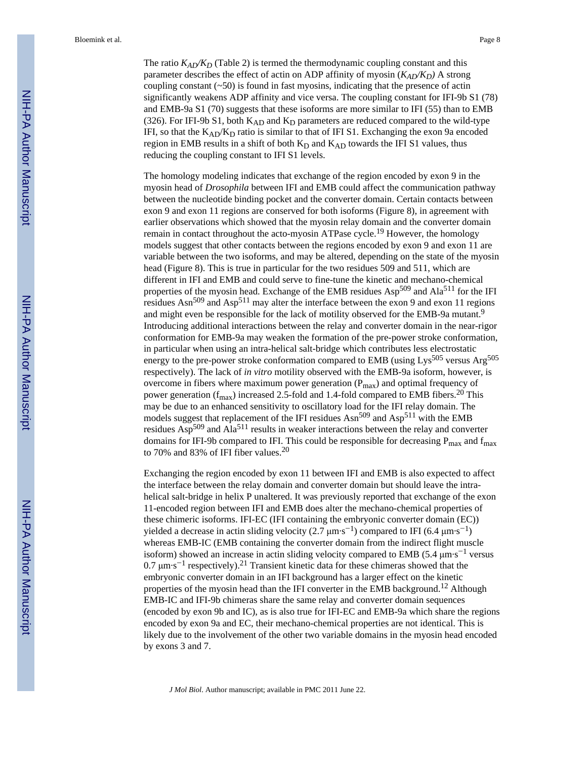The ratio $K_{AD}/K_D$ (Table 2) is termed the thermodynamic coupling constant and this parameter describes the effect of actin on ADP affinity of myosin ($K_{AD}/K_D$) A strong coupling constant (~50) is found in fast myosins, indicating that the presence of actin significantly weakens ADP affinity and vice versa. The coupling constant for IFI-9b S1 (78) and EMB-9a S1 (70) suggests that these isoforms are more similar to IFI (55) than to EMB (326). For IFI-9b S1, both $K_{AD}$ and $K_D$ parameters are reduced compared to the wild-type IFI, so that the $K_{AD}/K_D$ ratio is similar to that of IFI S1. Exchanging the exon 9a encoded region in EMB results in a shift of both $K_D$ and $K_{AD}$ towards the IFI S1 values, thus reducing the coupling constant to IFI S1 levels.

The homology modeling indicates that exchange of the region encoded by exon 9 in the myosin head of *Drosophila* between IFI and EMB could affect the communication pathway between the nucleotide binding pocket and the converter domain. Certain contacts between exon 9 and exon 11 regions are conserved for both isoforms (Figure 8), in agreement with earlier observations which showed that the myosin relay domain and the converter domain remain in contact throughout the acto-myosin ATPase cycle.[19] However, the homology models suggest that other contacts between the regions encoded by exon 9 and exon 11 are variable between the two isoforms, and may be altered, depending on the state of the myosin head (Figure 8). This is true in particular for the two residues 509 and 511, which are different in IFI and EMB and could serve to fine-tune the kinetic and mechano-chemical properties of the myosin head. Exchange of the EMB residues $Asp^{509}$ and $Ala^{511}$ for the IFI residues $Asn^{509}$ and $Asp^{511}$ may alter the interface between the exon 9 and exon 11 regions and might even be responsible for the lack of motility observed for the EMB-9a mutant.[9] Introducing additional interactions between the relay and converter domain in the near-rigor conformation for EMB-9a may weaken the formation of the pre-power stroke conformation, in particular when using an intra-helical salt-bridge which contributes less electrostatic energy to the pre-power stroke conformation compared to EMB (using $Lys^{505}$ versus $Arg^{505}$ respectively). The lack of *in vitro* motility observed with the EMB-9a isoform, however, is overcome in fibers where maximum power generation ($P_{max}$) and optimal frequency of power generation ($f_{max}$) increased 2.5-fold and 1.4-fold compared to EMB fibers.[20] This may be due to an enhanced sensitivity to oscillatory load for the IFI relay domain. The models suggest that replacement of the IFI residues $Asn^{509}$ and $Asp^{511}$ with the EMB residues $Asp^{509}$ and $Ala^{511}$ results in weaker interactions between the relay and converter domains for IFI-9b compared to IFI. This could be responsible for decreasing $P_{max}$ and $f_{max}$ to 70% and 83% of IFI fiber values.[20]

Exchanging the region encoded by exon 11 between IFI and EMB is also expected to affect the interface between the relay domain and converter domain but should leave the intra-helical salt-bridge in helix P unaltered. It was previously reported that exchange of the exon 11-encoded region between IFI and EMB does alter the mechano-chemical properties of these chimeric isoforms. IFI-EC (IFI containing the embryonic converter domain (EC)) yielded a decrease in actin sliding velocity (2.7 $\mu m \cdot s^{-1}$) compared to IFI (6.4 $\mu m \cdot s^{-1}$) whereas EMB-IC (EMB containing the converter domain from the indirect flight muscle isoform) showed an increase in actin sliding velocity compared to EMB (5.4 $\mu m \cdot s^{-1}$ versus 0.7 $\mu m \cdot s^{-1}$ respectively).[21] Transient kinetic data for these chimeras showed that the embryonic converter domain in an IFI background has a larger effect on the kinetic properties of the myosin head than the IFI converter in the EMB background.[12] Although EMB-IC and IFI-9b chimeras share the same relay and converter domain sequences (encoded by exon 9b and IC), as is also true for IFI-EC and EMB-9a which share the regions encoded by exon 9a and EC, their mechano-chemical properties are not identical. This is likely due to the involvement of the other two variable domains in the myosin head encoded by exons 3 and 7.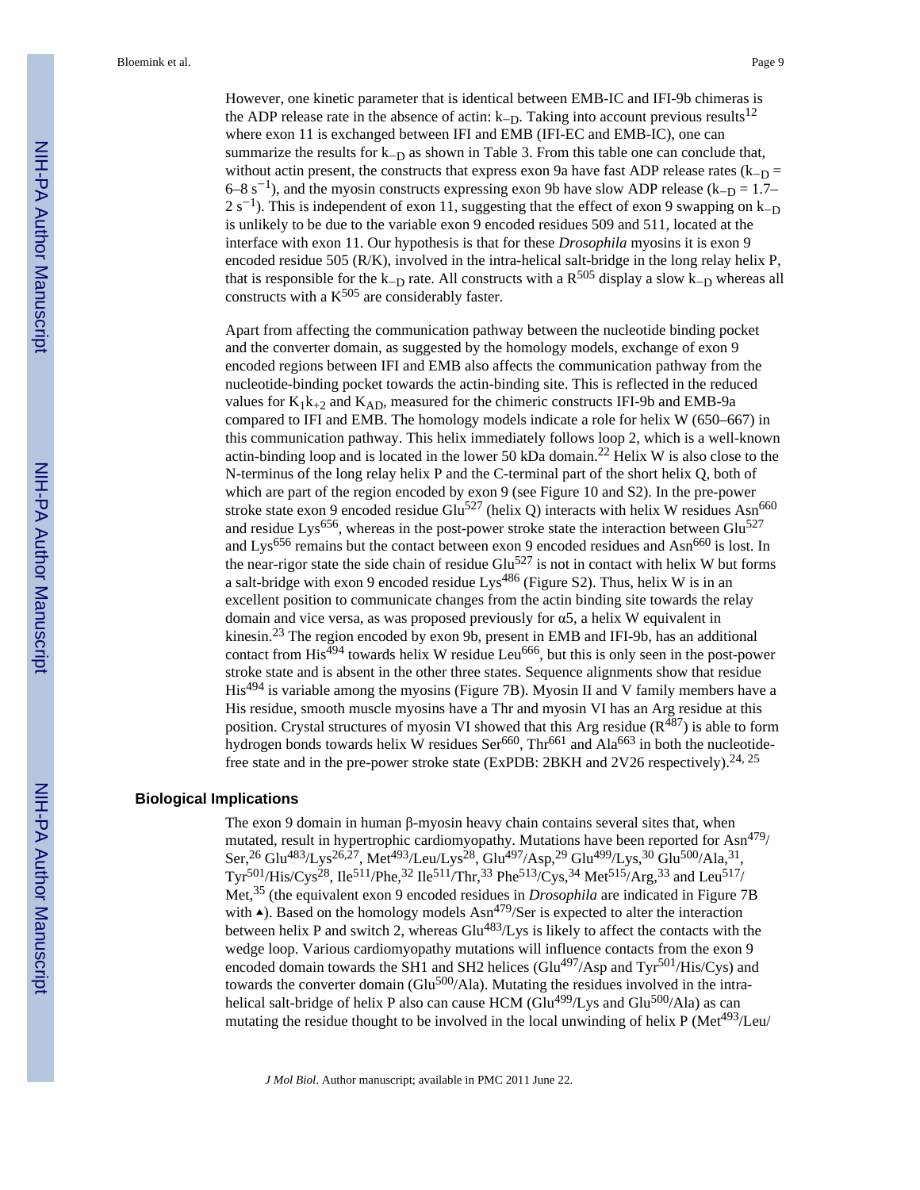However, one kinetic parameter that is identical between EMB-IC and IFI-9b chimeras is the ADP release rate in the absence of actin: $k_{-D}$. Taking into account previous results[12] where exon 11 is exchanged between IFI and EMB (IFI-EC and EMB-IC), one can summarize the results for $k_{-D}$ as shown in Table 3. From this table one can conclude that, without actin present, the constructs that express exon 9a have fast ADP release rates ($k_{-D}$ = 6–8 $s^{-1}$), and the myosin constructs expressing exon 9b have slow ADP release ($k_{-D}$ = 1.7–2 $s^{-1}$). This is independent of exon 11, suggesting that the effect of exon 9 swapping on $k_{-D}$ is unlikely to be due to the variable exon 9 encoded residues 509 and 511, located at the interface with exon 11. Our hypothesis is that for these *Drosophila* myosins it is exon 9 encoded residue 505 (R/K), involved in the intra-helical salt-bridge in the long relay helix P, that is responsible for the $k_{-D}$ rate. All constructs with a $R^{505}$ display a slow $k_{-D}$ whereas all constructs with a $K^{505}$ are considerably faster.

Apart from affecting the communication pathway between the nucleotide binding pocket and the converter domain, as suggested by the homology models, exchange of exon 9 encoded regions between IFI and EMB also affects the communication pathway from the nucleotide-binding pocket towards the actin-binding site. This is reflected in the reduced values for $K_1k_{+2}$ and $K_{AD}$, measured for the chimeric constructs IFI-9b and EMB-9a compared to IFI and EMB. The homology models indicate a role for helix W (650–667) in this communication pathway. This helix immediately follows loop 2, which is a well-known actin-binding loop and is located in the lower 50 kDa domain.[22] Helix W is also close to the N-terminus of the long relay helix P and the C-terminal part of the short helix Q, both of which are part of the region encoded by exon 9 (see Figure 10 and S2). In the pre-power stroke state exon 9 encoded residue $Glu^{527}$ (helix Q) interacts with helix W residues $Asn^{660}$ and residue $Lys^{656}$, whereas in the post-power stroke state the interaction between $Glu^{527}$ and $Lys^{656}$ remains but the contact between exon 9 encoded residues and $Asn^{660}$ is lost. In the near-rigor state the side chain of residue $Glu^{527}$ is not in contact with helix W but forms a salt-bridge with exon 9 encoded residue $Lys^{486}$ (Figure S2). Thus, helix W is in an excellent position to communicate changes from the actin binding site towards the relay domain and vice versa, as was proposed previously for α5, a helix W equivalent in kinesin.[23] The region encoded by exon 9b, present in EMB and IFI-9b, has an additional contact from $His^{494}$ towards helix W residue $Leu^{666}$, but this is only seen in the post-power stroke state and is absent in the other three states. Sequence alignments show that residue $His^{494}$ is variable among the myosins (Figure 7B). Myosin II and V family members have a His residue, smooth muscle myosins have a Thr and myosin VI has an Arg residue at this position. Crystal structures of myosin VI showed that this Arg residue ($R^{487}$) is able to form hydrogen bonds towards helix W residues $Ser^{660}$, $Thr^{661}$ and $Ala^{663}$ in both the nucleotide-free state and in the pre-power stroke state (ExPDB: 2BKH and 2V26 respectively).[24, 25]

## Biological Implications

The exon 9 domain in human β-myosin heavy chain contains several sites that, when mutated, result in hypertrophic cardiomyopathy. Mutations have been reported for $Asn^{479}$/Ser,[26] $Glu^{483}$/Lys[26,27], $Met^{493}$/Leu/Lys[28], $Glu^{497}$/Asp,[29] $Glu^{499}$/Lys,[30] $Glu^{500}$/Ala,[31], $Tyr^{501}$/His/Cys[28], $Ile^{511}$/Phe,[32] $Ile^{511}$/Thr,[33] $Phe^{513}$/Cys,[34] $Met^{515}$/Arg,[33] and $Leu^{517}$/Met,[35] (the equivalent exon 9 encoded residues in *Drosophila* are indicated in Figure 7B with ▲). Based on the homology models $Asn^{479}$/Ser is expected to alter the interaction between helix P and switch 2, whereas $Glu^{483}$/Lys is likely to affect the contacts with the wedge loop. Various cardiomyopathy mutations will influence contacts from the exon 9 encoded domain towards the SH1 and SH2 helices ($Glu^{497}$/Asp and $Tyr^{501}$/His/Cys) and towards the converter domain ($Glu^{500}$/Ala). Mutating the residues involved in the intra-helical salt-bridge of helix P also can cause HCM ($Glu^{499}$/Lys and $Glu^{500}$/Ala) as can mutating the residue thought to be involved in the local unwinding of helix P ($Met^{493}$/Leu/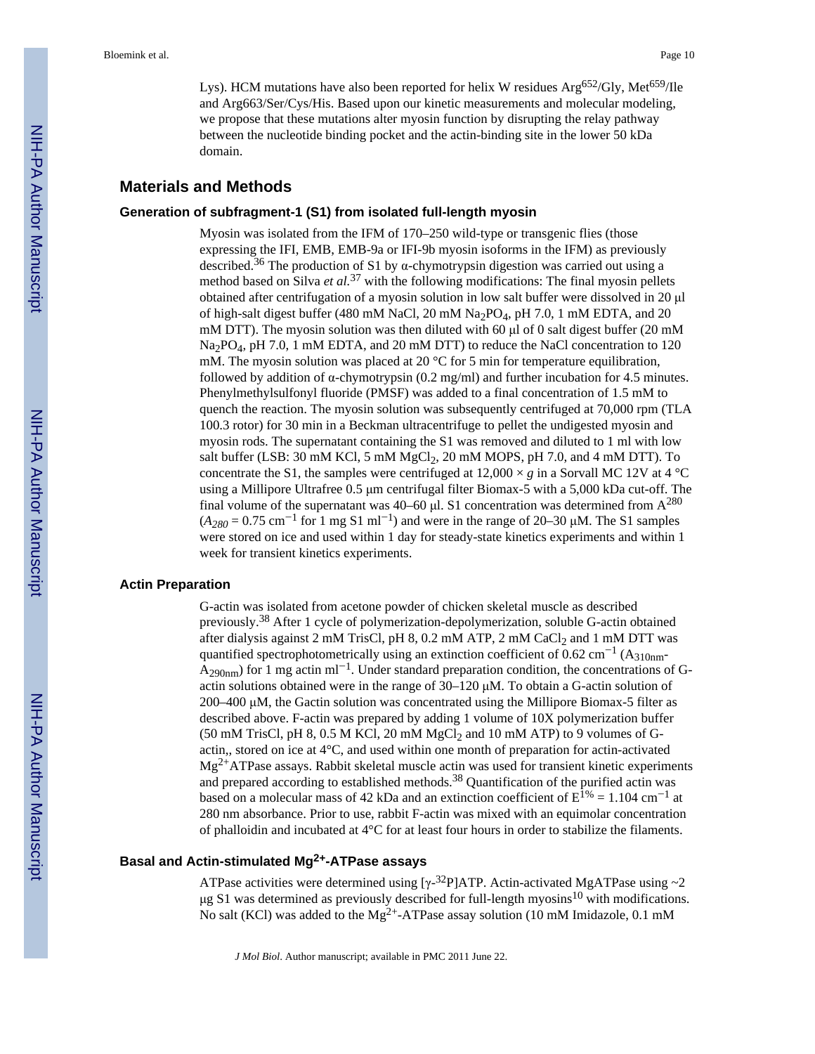Lys). HCM mutations have also been reported for helix W residues Arg[652]/Gly, Met[659]/Ile and Arg663/Ser/Cys/His. Based upon our kinetic measurements and molecular modeling, we propose that these mutations alter myosin function by disrupting the relay pathway between the nucleotide binding pocket and the actin-binding site in the lower 50 kDa domain.

## Materials and Methods

### Generation of subfragment-1 (S1) from isolated full-length myosin

Myosin was isolated from the IFM of 170–250 wild-type or transgenic flies (those expressing the IFI, EMB, EMB-9a or IFI-9b myosin isoforms in the IFM) as previously described.[36] The production of S1 by α-chymotrypsin digestion was carried out using a method based on Silva *et al.*[37] with the following modifications: The final myosin pellets obtained after centrifugation of a myosin solution in low salt buffer were dissolved in 20 μl of high-salt digest buffer (480 mM NaCl, 20 mM $Na_2PO_4$, pH 7.0, 1 mM EDTA, and 20 mM DTT). The myosin solution was then diluted with 60 μl of 0 salt digest buffer (20 mM $Na_2PO_4$, pH 7.0, 1 mM EDTA, and 20 mM DTT) to reduce the NaCl concentration to 120 mM. The myosin solution was placed at 20 °C for 5 min for temperature equilibration, followed by addition of α-chymotrypsin (0.2 mg/ml) and further incubation for 4.5 minutes. Phenylmethylsulfonyl fluoride (PMSF) was added to a final concentration of 1.5 mM to quench the reaction. The myosin solution was subsequently centrifuged at 70,000 rpm (TLA 100.3 rotor) for 30 min in a Beckman ultracentrifuge to pellet the undigested myosin and myosin rods. The supernatant containing the S1 was removed and diluted to 1 ml with low salt buffer (LSB: 30 mM KCl, 5 mM $MgCl_2$, 20 mM MOPS, pH 7.0, and 4 mM DTT). To concentrate the S1, the samples were centrifuged at 12,000 × *g* in a Sorvall MC 12V at 4 °C using a Millipore Ultrafree 0.5 μm centrifugal filter Biomax-5 with a 5,000 kDa cut-off. The final volume of the supernatant was 40–60 μl. S1 concentration was determined from $A^{280}$ ($A_{280} = 0.75\ cm^{-1}$ for 1 mg S1 $ml^{-1}$) and were in the range of 20–30 μM. The S1 samples were stored on ice and used within 1 day for steady-state kinetics experiments and within 1 week for transient kinetics experiments.

### Actin Preparation

G-actin was isolated from acetone powder of chicken skeletal muscle as described previously.[38] After 1 cycle of polymerization-depolymerization, soluble G-actin obtained after dialysis against 2 mM TrisCl, pH 8, 0.2 mM ATP, 2 mM $CaCl_2$ and 1 mM DTT was quantified spectrophotometrically using an extinction coefficient of $0.62\ cm^{-1}$ ($A_{310nm}$-$A_{290nm}$) for 1 mg actin $ml^{-1}$. Under standard preparation condition, the concentrations of G-actin solutions obtained were in the range of 30–120 μM. To obtain a G-actin solution of 200–400 μM, the Gactin solution was concentrated using the Millipore Biomax-5 filter as described above. F-actin was prepared by adding 1 volume of 10X polymerization buffer (50 mM TrisCl, pH 8, 0.5 M KCl, 20 mM $MgCl_2$ and 10 mM ATP) to 9 volumes of G-actin,, stored on ice at 4°C, and used within one month of preparation for actin-activated $Mg^{2+}$ATPase assays. Rabbit skeletal muscle actin was used for transient kinetic experiments and prepared according to established methods.[38] Quantification of the purified actin was based on a molecular mass of 42 kDa and an extinction coefficient of $E^{1\%} = 1.104\ cm^{-1}$ at 280 nm absorbance. Prior to use, rabbit F-actin was mixed with an equimolar concentration of phalloidin and incubated at 4°C for at least four hours in order to stabilize the filaments.

### Basal and Actin-stimulated $Mg^{2+}$-ATPase assays

ATPase activities were determined using [γ-$^{32}$P]ATP. Actin-activated MgATPase using ~2 μg S1 was determined as previously described for full-length myosins[10] with modifications. No salt (KCl) was added to the $Mg^{2+}$-ATPase assay solution (10 mM Imidazole, 0.1 mM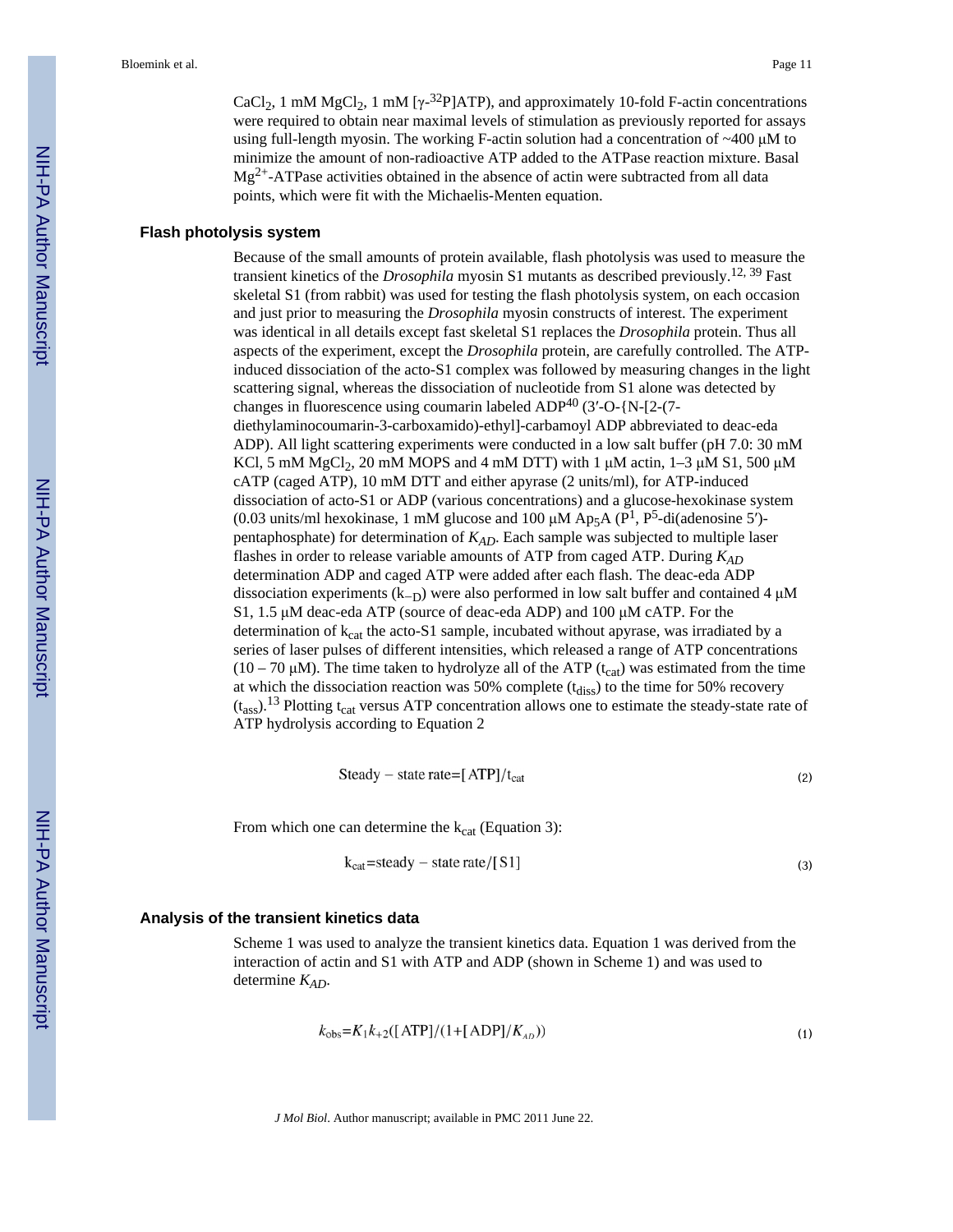$CaCl_2$, 1 mM $MgCl_2$, 1 mM [$\gamma$-$^{32}$P]ATP), and approximately 10-fold F-actin concentrations were required to obtain near maximal levels of stimulation as previously reported for assays using full-length myosin. The working F-actin solution had a concentration of ~400 μM to minimize the amount of non-radioactive ATP added to the ATPase reaction mixture. Basal $Mg^{2+}$-ATPase activities obtained in the absence of actin were subtracted from all data points, which were fit with the Michaelis-Menten equation.

## Flash photolysis system

Because of the small amounts of protein available, flash photolysis was used to measure the transient kinetics of the *Drosophila* myosin S1 mutants as described previously.[12, 39] Fast skeletal S1 (from rabbit) was used for testing the flash photolysis system, on each occasion and just prior to measuring the *Drosophila* myosin constructs of interest. The experiment was identical in all details except fast skeletal S1 replaces the *Drosophila* protein. Thus all aspects of the experiment, except the *Drosophila* protein, are carefully controlled. The ATP-induced dissociation of the acto-S1 complex was followed by measuring changes in the light scattering signal, whereas the dissociation of nucleotide from S1 alone was detected by changes in fluorescence using coumarin labeled ADP[40] (3′-O-{N-[2-(7-diethylaminocoumarin-3-carboxamido)-ethyl]-carbamoyl ADP abbreviated to deac-eda ADP). All light scattering experiments were conducted in a low salt buffer (pH 7.0: 30 mM KCl, 5 mM $MgCl_2$, 20 mM MOPS and 4 mM DTT) with 1 μM actin, 1–3 μM S1, 500 μM cATP (caged ATP), 10 mM DTT and either apyrase (2 units/ml), for ATP-induced dissociation of acto-S1 or ADP (various concentrations) and a glucose-hexokinase system (0.03 units/ml hexokinase, 1 mM glucose and 100 μM $Ap_5A$ ($P^1$, $P^5$-di(adenosine 5′)-pentaphosphate) for determination of $K_{AD}$. Each sample was subjected to multiple laser flashes in order to release variable amounts of ATP from caged ATP. During $K_{AD}$ determination ADP and caged ATP were added after each flash. The deac-eda ADP dissociation experiments ($k_{-D}$) were also performed in low salt buffer and contained 4 μM S1, 1.5 μM deac-eda ATP (source of deac-eda ADP) and 100 μM cATP. For the determination of $k_{cat}$ the acto-S1 sample, incubated without apyrase, was irradiated by a series of laser pulses of different intensities, which released a range of ATP concentrations (10 – 70 μM). The time taken to hydrolyze all of the ATP ($t_{cat}$) was estimated from the time at which the dissociation reaction was 50% complete ($t_{diss}$) to the time for 50% recovery ($t_{ass}$).[13] Plotting $t_{cat}$ versus ATP concentration allows one to estimate the steady-state rate of ATP hydrolysis according to Equation 2

$$\text{Steady} - \text{state rate} = [\text{ATP}]/t_{cat} \tag{2}$$

From which one can determine the $k_{cat}$ (Equation 3):

$$k_{cat} = \text{steady} - \text{state rate}/[\text{S1}] \tag{3}$$

## Analysis of the transient kinetics data

Scheme 1 was used to analyze the transient kinetics data. Equation 1 was derived from the interaction of actin and S1 with ATP and ADP (shown in Scheme 1) and was used to determine $K_{AD}$.

$$k_{obs} = K_1 k_{+2}([\text{ATP}]/(1 + [\text{ADP}]/K_{AD})) \tag{1}$$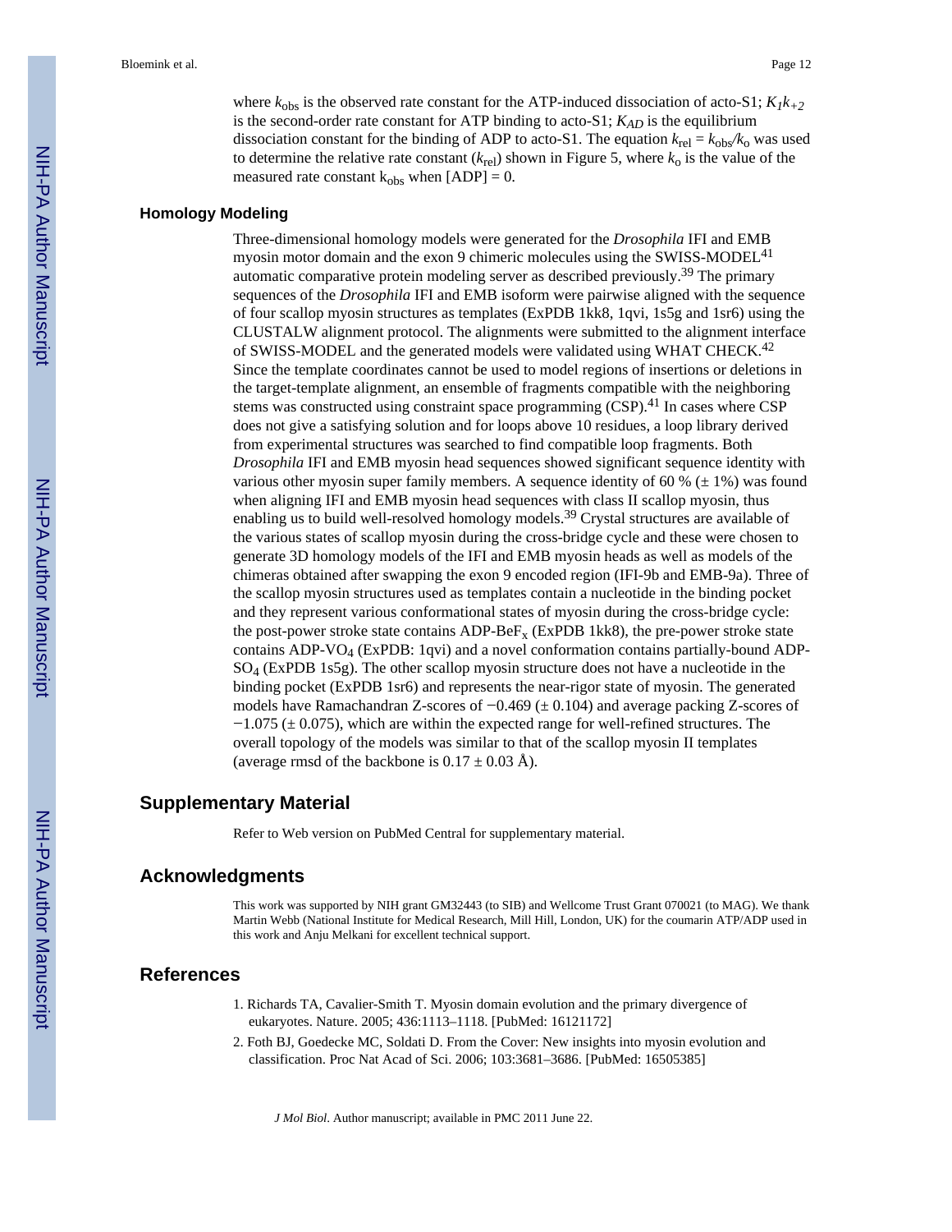where $k_{obs}$ is the observed rate constant for the ATP-induced dissociation of acto-S1; $K_1k_{+2}$ is the second-order rate constant for ATP binding to acto-S1; $K_{AD}$ is the equilibrium dissociation constant for the binding of ADP to acto-S1. The equation $k_{rel} = k_{obs}/k_o$ was used to determine the relative rate constant ($k_{rel}$) shown in Figure 5, where $k_o$ is the value of the measured rate constant $k_{obs}$ when [ADP] = 0.

## Homology Modeling

Three-dimensional homology models were generated for the *Drosophila* IFI and EMB myosin motor domain and the exon 9 chimeric molecules using the SWISS-MODEL[41] automatic comparative protein modeling server as described previously.[39] The primary sequences of the *Drosophila* IFI and EMB isoform were pairwise aligned with the sequence of four scallop myosin structures as templates (ExPDB 1kk8, 1qvi, 1s5g and 1sr6) using the CLUSTALW alignment protocol. The alignments were submitted to the alignment interface of SWISS-MODEL and the generated models were validated using WHAT CHECK.[42] Since the template coordinates cannot be used to model regions of insertions or deletions in the target-template alignment, an ensemble of fragments compatible with the neighboring stems was constructed using constraint space programming (CSP).[41] In cases where CSP does not give a satisfying solution and for loops above 10 residues, a loop library derived from experimental structures was searched to find compatible loop fragments. Both *Drosophila* IFI and EMB myosin head sequences showed significant sequence identity with various other myosin super family members. A sequence identity of 60 % (± 1%) was found when aligning IFI and EMB myosin head sequences with class II scallop myosin, thus enabling us to build well-resolved homology models.[39] Crystal structures are available of the various states of scallop myosin during the cross-bridge cycle and these were chosen to generate 3D homology models of the IFI and EMB myosin heads as well as models of the chimeras obtained after swapping the exon 9 encoded region (IFI-9b and EMB-9a). Three of the scallop myosin structures used as templates contain a nucleotide in the binding pocket and they represent various conformational states of myosin during the cross-bridge cycle: the post-power stroke state contains ADP-$BeF_x$ (ExPDB 1kk8), the pre-power stroke state contains ADP-$VO_4$ (ExPDB: 1qvi) and a novel conformation contains partially-bound ADP-$SO_4$ (ExPDB 1s5g). The other scallop myosin structure does not have a nucleotide in the binding pocket (ExPDB 1sr6) and represents the near-rigor state of myosin. The generated models have Ramachandran Z-scores of −0.469 (± 0.104) and average packing Z-scores of −1.075 (± 0.075), which are within the expected range for well-refined structures. The overall topology of the models was similar to that of the scallop myosin II templates (average rmsd of the backbone is 0.17 ± 0.03 Å).

## Supplementary Material

Refer to Web version on PubMed Central for supplementary material.

## Acknowledgments

This work was supported by NIH grant GM32443 (to SIB) and Wellcome Trust Grant 070021 (to MAG). We thank Martin Webb (National Institute for Medical Research, Mill Hill, London, UK) for the coumarin ATP/ADP used in this work and Anju Melkani for excellent technical support.

## References

1. Richards TA, Cavalier-Smith T. Myosin domain evolution and the primary divergence of eukaryotes. Nature. 2005; 436:1113–1118. [PubMed: 16121172]
2. Foth BJ, Goedecke MC, Soldati D. From the Cover: New insights into myosin evolution and classification. Proc Nat Acad of Sci. 2006; 103:3681–3686. [PubMed: 16505385]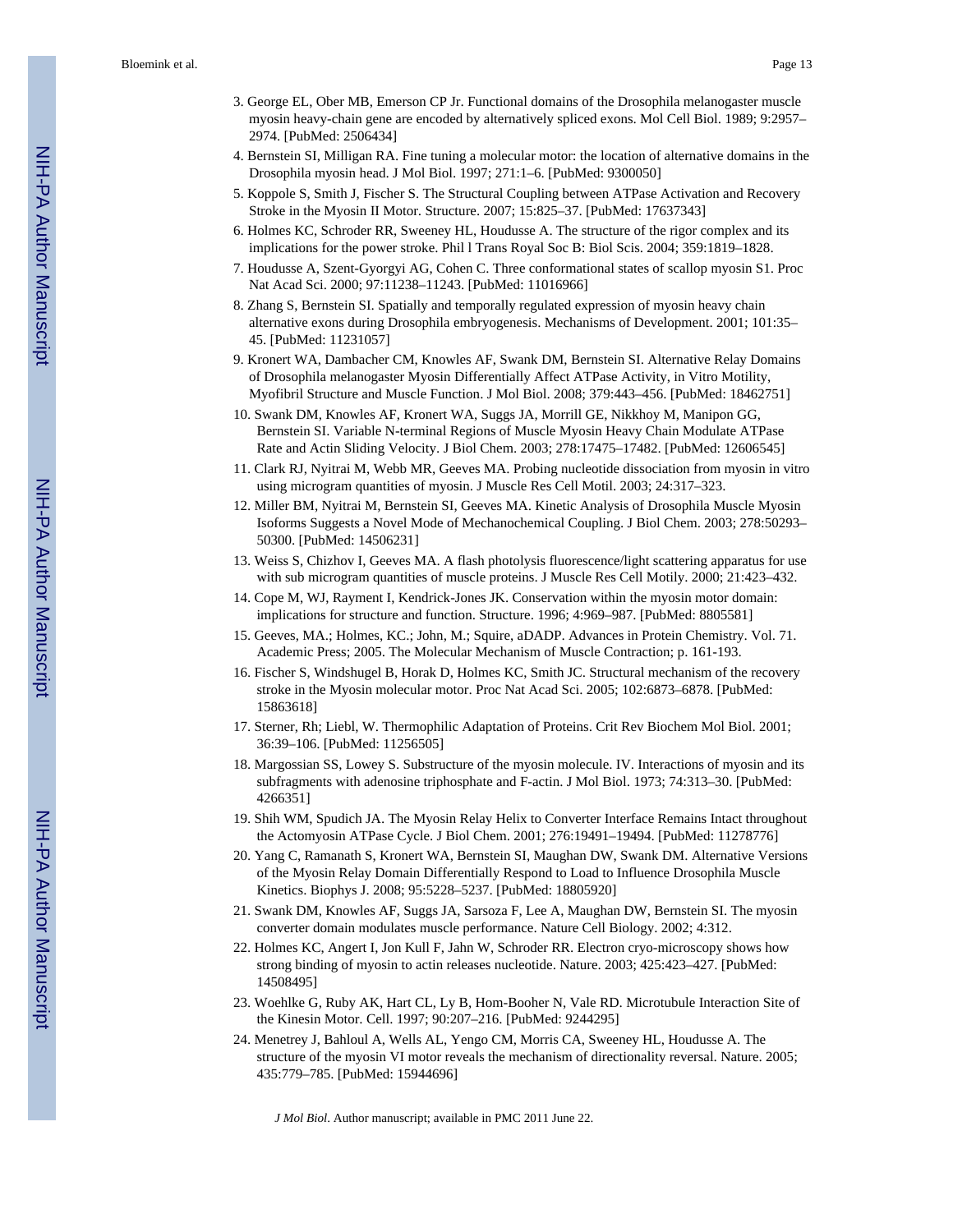3. George EL, Ober MB, Emerson CP Jr. Functional domains of the Drosophila melanogaster muscle myosin heavy-chain gene are encoded by alternatively spliced exons. Mol Cell Biol. 1989; 9:2957–2974. [PubMed: 2506434]
4. Bernstein SI, Milligan RA. Fine tuning a molecular motor: the location of alternative domains in the Drosophila myosin head. J Mol Biol. 1997; 271:1–6. [PubMed: 9300050]
5. Koppole S, Smith J, Fischer S. The Structural Coupling between ATPase Activation and Recovery Stroke in the Myosin II Motor. Structure. 2007; 15:825–37. [PubMed: 17637343]
6. Holmes KC, Schroder RR, Sweeney HL, Houdusse A. The structure of the rigor complex and its implications for the power stroke. Phil l Trans Royal Soc B: Biol Scis. 2004; 359:1819–1828.
7. Houdusse A, Szent-Gyorgyi AG, Cohen C. Three conformational states of scallop myosin S1. Proc Nat Acad Sci. 2000; 97:11238–11243. [PubMed: 11016966]
8. Zhang S, Bernstein SI. Spatially and temporally regulated expression of myosin heavy chain alternative exons during Drosophila embryogenesis. Mechanisms of Development. 2001; 101:35–45. [PubMed: 11231057]
9. Kronert WA, Dambacher CM, Knowles AF, Swank DM, Bernstein SI. Alternative Relay Domains of Drosophila melanogaster Myosin Differentially Affect ATPase Activity, in Vitro Motility, Myofibril Structure and Muscle Function. J Mol Biol. 2008; 379:443–456. [PubMed: 18462751]
10. Swank DM, Knowles AF, Kronert WA, Suggs JA, Morrill GE, Nikkhoy M, Manipon GG, Bernstein SI. Variable N-terminal Regions of Muscle Myosin Heavy Chain Modulate ATPase Rate and Actin Sliding Velocity. J Biol Chem. 2003; 278:17475–17482. [PubMed: 12606545]
11. Clark RJ, Nyitrai M, Webb MR, Geeves MA. Probing nucleotide dissociation from myosin in vitro using microgram quantities of myosin. J Muscle Res Cell Motil. 2003; 24:317–323.
12. Miller BM, Nyitrai M, Bernstein SI, Geeves MA. Kinetic Analysis of Drosophila Muscle Myosin Isoforms Suggests a Novel Mode of Mechanochemical Coupling. J Biol Chem. 2003; 278:50293–50300. [PubMed: 14506231]
13. Weiss S, Chizhov I, Geeves MA. A flash photolysis fluorescence/light scattering apparatus for use with sub microgram quantities of muscle proteins. J Muscle Res Cell Motily. 2000; 21:423–432.
14. Cope M, WJ, Rayment I, Kendrick-Jones JK. Conservation within the myosin motor domain: implications for structure and function. Structure. 1996; 4:969–987. [PubMed: 8805581]
15. Geeves, MA.; Holmes, KC.; John, M.; Squire, aDADP. Advances in Protein Chemistry. Vol. 71. Academic Press; 2005. The Molecular Mechanism of Muscle Contraction; p. 161-193.
16. Fischer S, Windshugel B, Horak D, Holmes KC, Smith JC. Structural mechanism of the recovery stroke in the Myosin molecular motor. Proc Nat Acad Sci. 2005; 102:6873–6878. [PubMed: 15863618]
17. Sterner, Rh; Liebl, W. Thermophilic Adaptation of Proteins. Crit Rev Biochem Mol Biol. 2001; 36:39–106. [PubMed: 11256505]
18. Margossian SS, Lowey S. Substructure of the myosin molecule. IV. Interactions of myosin and its subfragments with adenosine triphosphate and F-actin. J Mol Biol. 1973; 74:313–30. [PubMed: 4266351]
19. Shih WM, Spudich JA. The Myosin Relay Helix to Converter Interface Remains Intact throughout the Actomyosin ATPase Cycle. J Biol Chem. 2001; 276:19491–19494. [PubMed: 11278776]
20. Yang C, Ramanath S, Kronert WA, Bernstein SI, Maughan DW, Swank DM. Alternative Versions of the Myosin Relay Domain Differentially Respond to Load to Influence Drosophila Muscle Kinetics. Biophys J. 2008; 95:5228–5237. [PubMed: 18805920]
21. Swank DM, Knowles AF, Suggs JA, Sarsoza F, Lee A, Maughan DW, Bernstein SI. The myosin converter domain modulates muscle performance. Nature Cell Biology. 2002; 4:312.
22. Holmes KC, Angert I, Jon Kull F, Jahn W, Schroder RR. Electron cryo-microscopy shows how strong binding of myosin to actin releases nucleotide. Nature. 2003; 425:423–427. [PubMed: 14508495]
23. Woehlke G, Ruby AK, Hart CL, Ly B, Hom-Booher N, Vale RD. Microtubule Interaction Site of the Kinesin Motor. Cell. 1997; 90:207–216. [PubMed: 9244295]
24. Menetrey J, Bahloul A, Wells AL, Yengo CM, Morris CA, Sweeney HL, Houdusse A. The structure of the myosin VI motor reveals the mechanism of directionality reversal. Nature. 2005; 435:779–785. [PubMed: 15944696]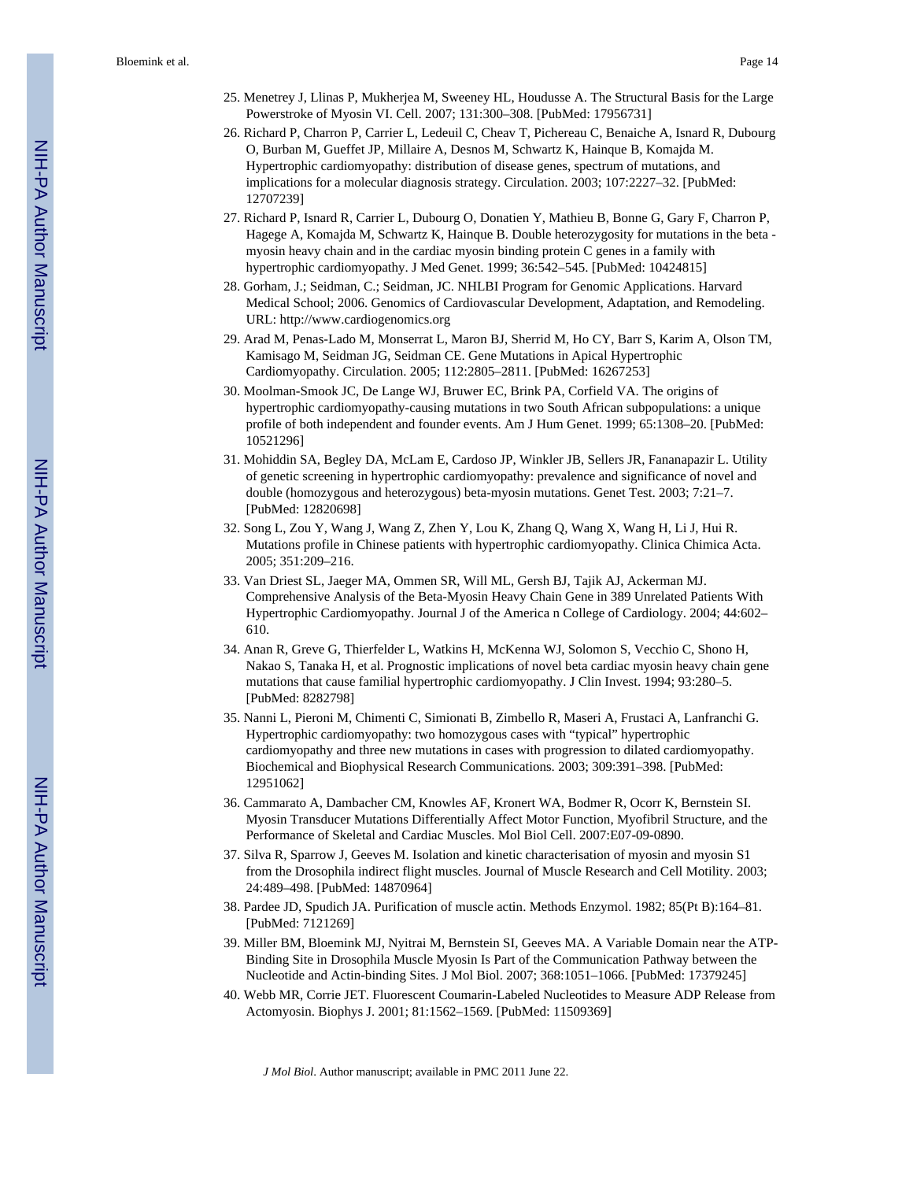25. Menetrey J, Llinas P, Mukherjea M, Sweeney HL, Houdusse A. The Structural Basis for the Large Powerstroke of Myosin VI. Cell. 2007; 131:300–308. [PubMed: 17956731]

26. Richard P, Charron P, Carrier L, Ledeuil C, Cheav T, Pichereau C, Benaiche A, Isnard R, Dubourg O, Burban M, Gueffet JP, Millaire A, Desnos M, Schwartz K, Hainque B, Komajda M. Hypertrophic cardiomyopathy: distribution of disease genes, spectrum of mutations, and implications for a molecular diagnosis strategy. Circulation. 2003; 107:2227–32. [PubMed: 12707239]

27. Richard P, Isnard R, Carrier L, Dubourg O, Donatien Y, Mathieu B, Bonne G, Gary F, Charron P, Hagege A, Komajda M, Schwartz K, Hainque B. Double heterozygosity for mutations in the beta - myosin heavy chain and in the cardiac myosin binding protein C genes in a family with hypertrophic cardiomyopathy. J Med Genet. 1999; 36:542–545. [PubMed: 10424815]

28. Gorham, J.; Seidman, C.; Seidman, JC. NHLBI Program for Genomic Applications. Harvard Medical School; 2006. Genomics of Cardiovascular Development, Adaptation, and Remodeling. URL: http://www.cardiogenomics.org

29. Arad M, Penas-Lado M, Monserrat L, Maron BJ, Sherrid M, Ho CY, Barr S, Karim A, Olson TM, Kamisago M, Seidman JG, Seidman CE. Gene Mutations in Apical Hypertrophic Cardiomyopathy. Circulation. 2005; 112:2805–2811. [PubMed: 16267253]

30. Moolman-Smook JC, De Lange WJ, Bruwer EC, Brink PA, Corfield VA. The origins of hypertrophic cardiomyopathy-causing mutations in two South African subpopulations: a unique profile of both independent and founder events. Am J Hum Genet. 1999; 65:1308–20. [PubMed: 10521296]

31. Mohiddin SA, Begley DA, McLam E, Cardoso JP, Winkler JB, Sellers JR, Fananapazir L. Utility of genetic screening in hypertrophic cardiomyopathy: prevalence and significance of novel and double (homozygous and heterozygous) beta-myosin mutations. Genet Test. 2003; 7:21–7. [PubMed: 12820698]

32. Song L, Zou Y, Wang J, Wang Z, Zhen Y, Lou K, Zhang Q, Wang X, Wang H, Li J, Hui R. Mutations profile in Chinese patients with hypertrophic cardiomyopathy. Clinica Chimica Acta. 2005; 351:209–216.

33. Van Driest SL, Jaeger MA, Ommen SR, Will ML, Gersh BJ, Tajik AJ, Ackerman MJ. Comprehensive Analysis of the Beta-Myosin Heavy Chain Gene in 389 Unrelated Patients With Hypertrophic Cardiomyopathy. Journal J of the America n College of Cardiology. 2004; 44:602–610.

34. Anan R, Greve G, Thierfelder L, Watkins H, McKenna WJ, Solomon S, Vecchio C, Shono H, Nakao S, Tanaka H, et al. Prognostic implications of novel beta cardiac myosin heavy chain gene mutations that cause familial hypertrophic cardiomyopathy. J Clin Invest. 1994; 93:280–5. [PubMed: 8282798]

35. Nanni L, Pieroni M, Chimenti C, Simionati B, Zimbello R, Maseri A, Frustaci A, Lanfranchi G. Hypertrophic cardiomyopathy: two homozygous cases with "typical" hypertrophic cardiomyopathy and three new mutations in cases with progression to dilated cardiomyopathy. Biochemical and Biophysical Research Communications. 2003; 309:391–398. [PubMed: 12951062]

36. Cammarato A, Dambacher CM, Knowles AF, Kronert WA, Bodmer R, Ocorr K, Bernstein SI. Myosin Transducer Mutations Differentially Affect Motor Function, Myofibril Structure, and the Performance of Skeletal and Cardiac Muscles. Mol Biol Cell. 2007:E07-09-0890.

37. Silva R, Sparrow J, Geeves M. Isolation and kinetic characterisation of myosin and myosin S1 from the Drosophila indirect flight muscles. Journal of Muscle Research and Cell Motility. 2003; 24:489–498. [PubMed: 14870964]

38. Pardee JD, Spudich JA. Purification of muscle actin. Methods Enzymol. 1982; 85(Pt B):164–81. [PubMed: 7121269]

39. Miller BM, Bloemink MJ, Nyitrai M, Bernstein SI, Geeves MA. A Variable Domain near the ATP-Binding Site in Drosophila Muscle Myosin Is Part of the Communication Pathway between the Nucleotide and Actin-binding Sites. J Mol Biol. 2007; 368:1051–1066. [PubMed: 17379245]

40. Webb MR, Corrie JET. Fluorescent Coumarin-Labeled Nucleotides to Measure ADP Release from Actomyosin. Biophys J. 2001; 81:1562–1569. [PubMed: 11509369]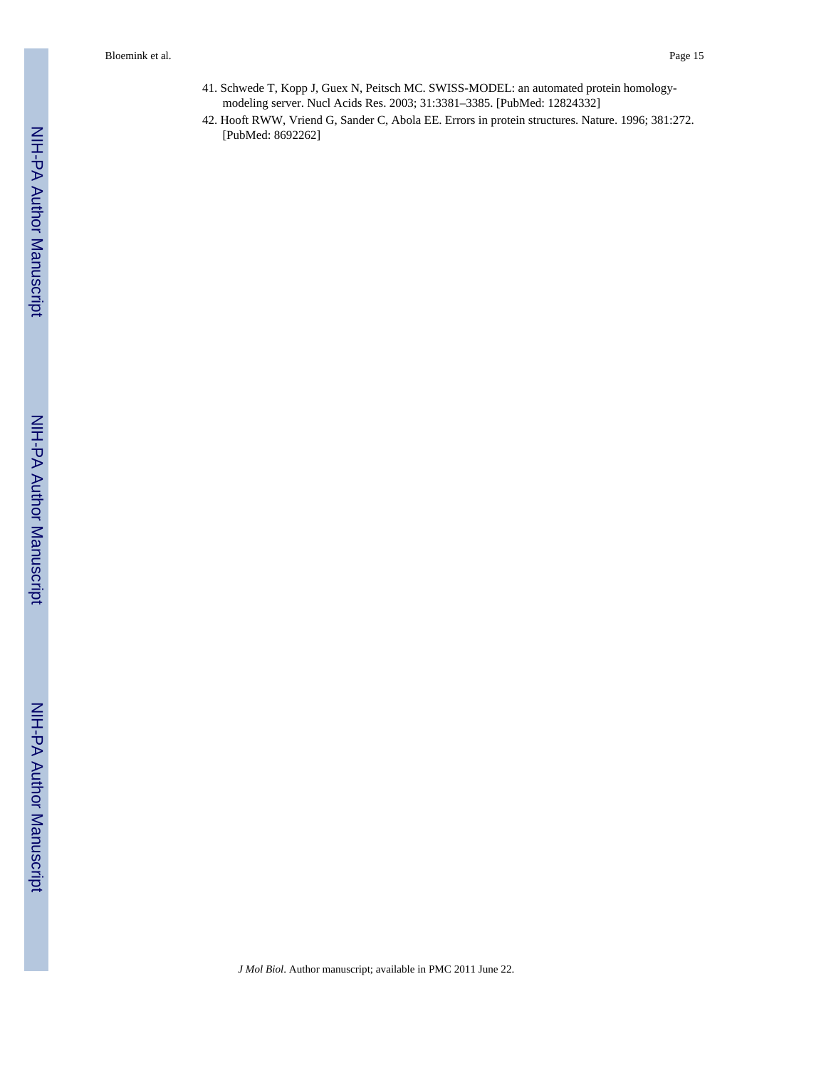41. Schwede T, Kopp J, Guex N, Peitsch MC. SWISS-MODEL: an automated protein homology-modeling server. Nucl Acids Res. 2003; 31:3381–3385. [PubMed: 12824332]
42. Hooft RWW, Vriend G, Sander C, Abola EE. Errors in protein structures. Nature. 1996; 381:272. [PubMed: 8692262]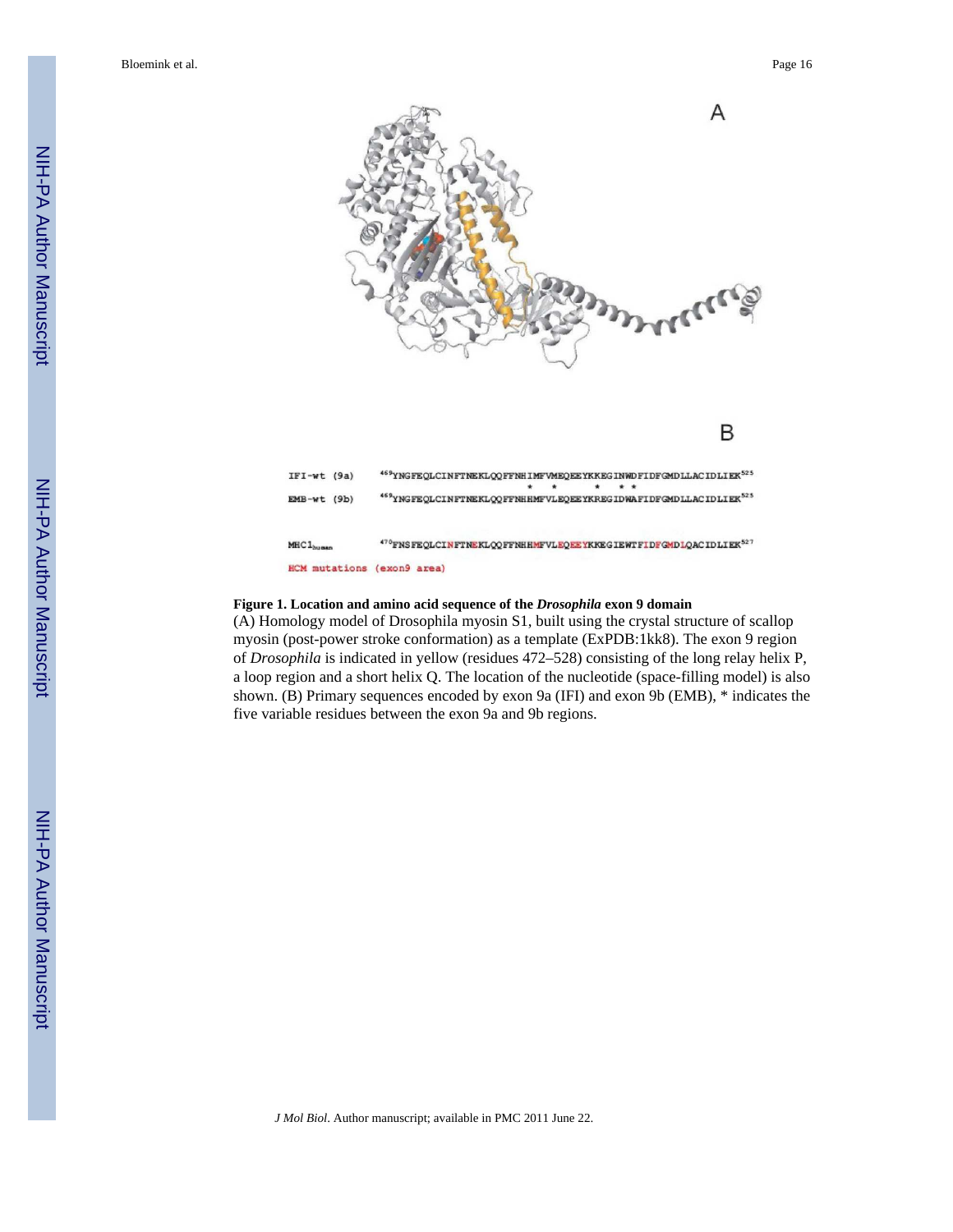A

B

```
IFI-wt (9a)    469YNGFEQLCINFTNEKLQQFFNHIMFVMEQEEYKKEGINWDFIDFGMDLLACIDLIEK525
                                        *    *       *   * *
EMB-wt (9b)    469YNGFEQLCINFTNEKLQQFFNHHMFVLEQEEYKREGIDWAFIDFGMDLLACIDLIEK525

MHC1human      470FNSFEQLCINFTNEKLQQFFNHHMFVLEQEEYKKEGIEWTFIDFGMDLQACIDLIEK527
HCM mutations (exon9 area)
```

**Figure 1. Location and amino acid sequence of the *Drosophila* exon 9 domain**

(A) Homology model of Drosophila myosin S1, built using the crystal structure of scallop myosin (post-power stroke conformation) as a template (ExPDB:1kk8). The exon 9 region of *Drosophila* is indicated in yellow (residues 472–528) consisting of the long relay helix P, a loop region and a short helix Q. The location of the nucleotide (space-filling model) is also shown. (B) Primary sequences encoded by exon 9a (IFI) and exon 9b (EMB), * indicates the five variable residues between the exon 9a and 9b regions.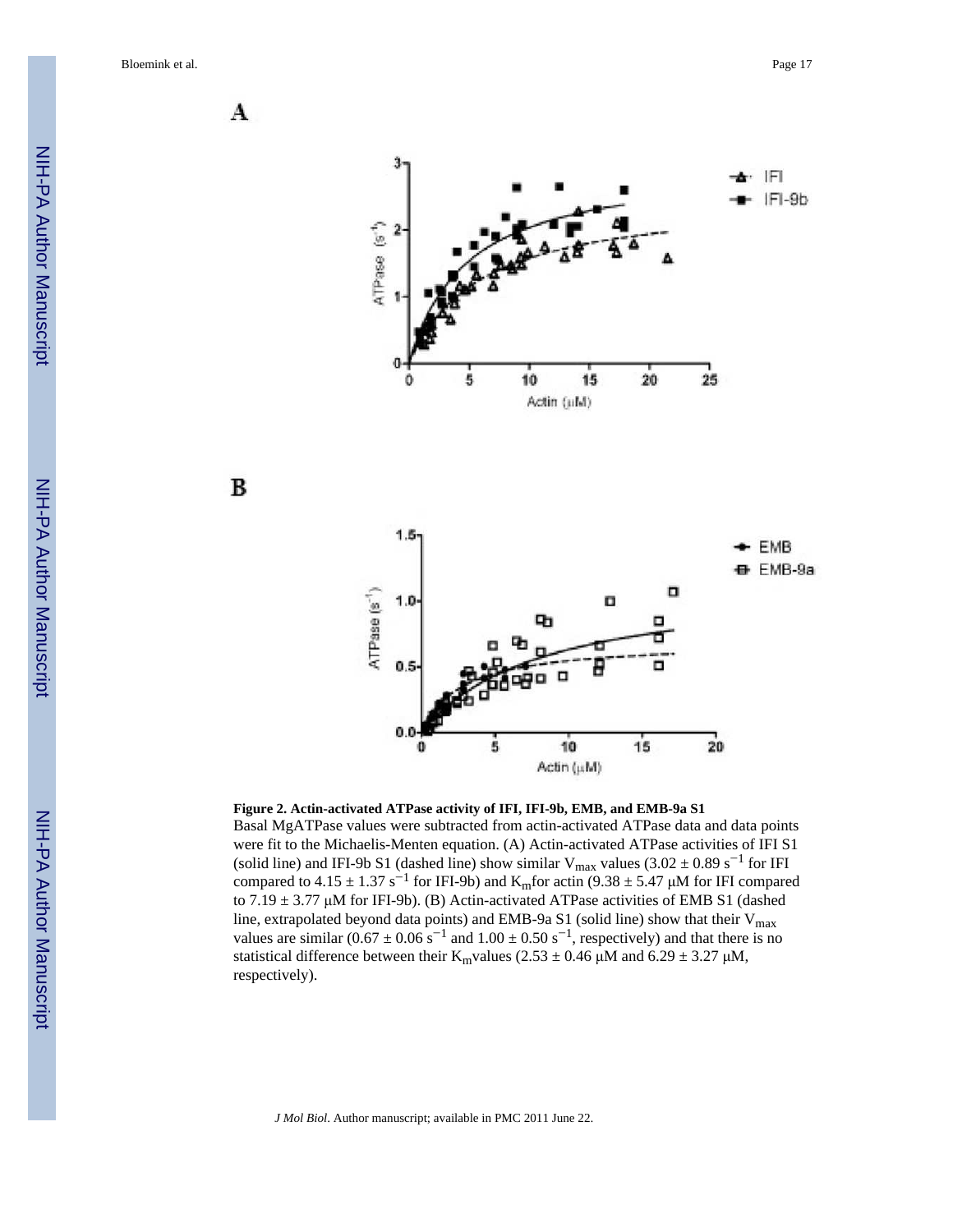**Figure 2. Actin-activated ATPase activity of IFI, IFI-9b, EMB, and EMB-9a S1**

Basal MgATPase values were subtracted from actin-activated ATPase data and data points were fit to the Michaelis-Menten equation. (A) Actin-activated ATPase activities of IFI S1 (solid line) and IFI-9b S1 (dashed line) show similar $V_{max}$ values ($3.02 \pm 0.89$ $s^{-1}$ for IFI compared to $4.15 \pm 1.37$ $s^{-1}$ for IFI-9b) and $K_m$ for actin ($9.38 \pm 5.47$ μM for IFI compared to $7.19 \pm 3.77$ μM for IFI-9b). (B) Actin-activated ATPase activities of EMB S1 (dashed line, extrapolated beyond data points) and EMB-9a S1 (solid line) show that their $V_{max}$ values are similar ($0.67 \pm 0.06$ $s^{-1}$ and $1.00 \pm 0.50$ $s^{-1}$, respectively) and that there is no statistical difference between their $K_m$ values ($2.53 \pm 0.46$ μM and $6.29 \pm 3.27$ μM, respectively).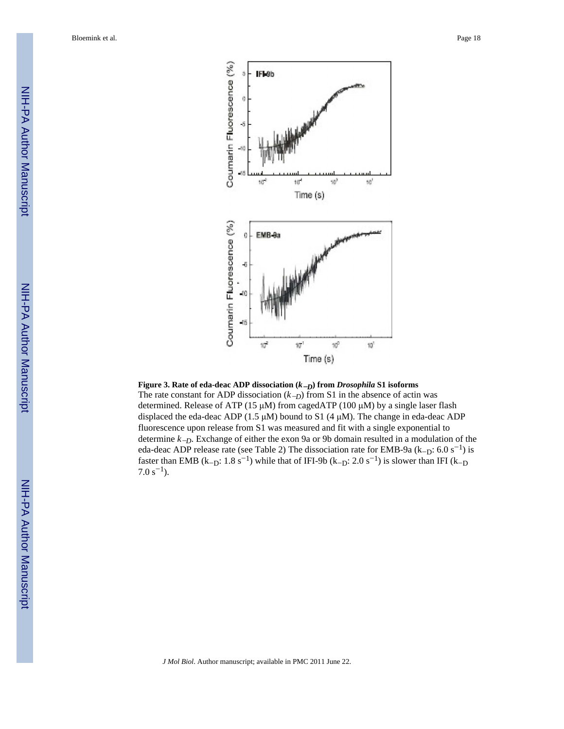**Figure 3. Rate of eda-deac ADP dissociation ($k_{-D}$) from *Drosophila* S1 isoforms**

The rate constant for ADP dissociation ($k_{-D}$) from S1 in the absence of actin was determined. Release of ATP (15 μM) from cagedATP (100 μM) by a single laser flash displaced the eda-deac ADP (1.5 μM) bound to S1 (4 μM). The change in eda-deac ADP fluorescence upon release from S1 was measured and fit with a single exponential to determine $k_{-D}$. Exchange of either the exon 9a or 9b domain resulted in a modulation of the eda-deac ADP release rate (see Table 2) The dissociation rate for EMB-9a ($k_{-D}$: 6.0 $s^{-1}$) is faster than EMB ($k_{-D}$: 1.8 $s^{-1}$) while that of IFI-9b ($k_{-D}$: 2.0 $s^{-1}$) is slower than IFI ($k_{-D}$ 7.0 $s^{-1}$).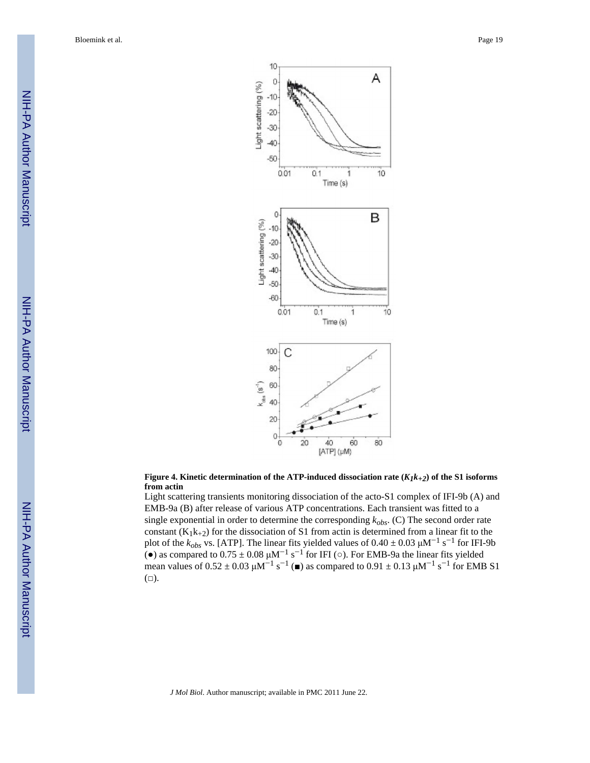**Figure 4. Kinetic determination of the ATP-induced dissociation rate ($K_1k_{+2}$) of the S1 isoforms from actin**

Light scattering transients monitoring dissociation of the acto-S1 complex of IFI-9b (A) and EMB-9a (B) after release of various ATP concentrations. Each transient was fitted to a single exponential in order to determine the corresponding $k_{obs}$. (C) The second order rate constant ($K_1k_{+2}$) for the dissociation of S1 from actin is determined from a linear fit to the plot of the $k_{obs}$ vs. [ATP]. The linear fits yielded values of $0.40 \pm 0.03$ $\mu M^{-1}$ $s^{-1}$ for IFI-9b (●) as compared to $0.75 \pm 0.08$ $\mu M^{-1}$ $s^{-1}$ for IFI (○). For EMB-9a the linear fits yielded mean values of $0.52 \pm 0.03$ $\mu M^{-1}$ $s^{-1}$ (■) as compared to $0.91 \pm 0.13$ $\mu M^{-1}$ $s^{-1}$ for EMB S1 (□).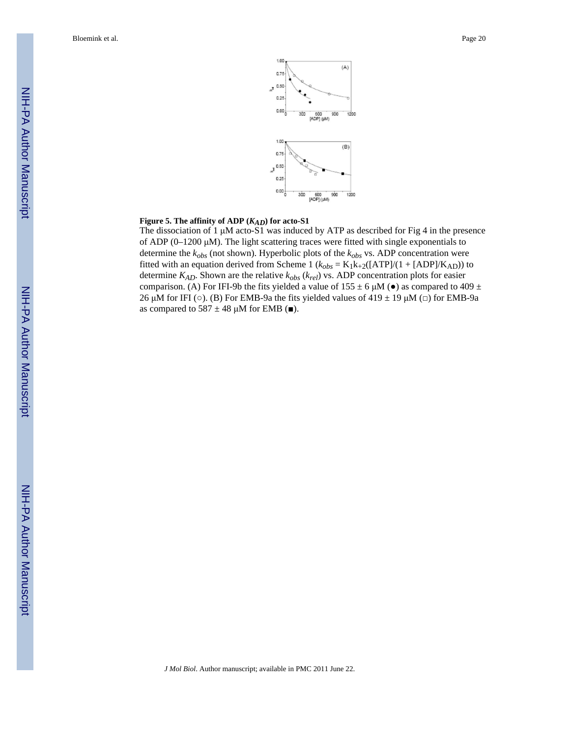**Figure 5. The affinity of ADP ($K_{AD}$) for acto-S1**

The dissociation of 1 μM acto-S1 was induced by ATP as described for Fig 4 in the presence of ADP (0–1200 μM). The light scattering traces were fitted with single exponentials to determine the $k_{obs}$ (not shown). Hyperbolic plots of the $k_{obs}$ vs. ADP concentration were fitted with an equation derived from Scheme 1 ($k_{obs} = K_1k_{+2}([ATP]/(1 + [ADP]/K_{AD}))$ to determine $K_{AD}$. Shown are the relative $k_{obs}$ ($k_{rel}$) vs. ADP concentration plots for easier comparison. (A) For IFI-9b the fits yielded a value of 155 ± 6 μM (●) as compared to 409 ± 26 μM for IFI (○). (B) For EMB-9a the fits yielded values of 419 ± 19 μM (□) for EMB-9a as compared to 587 ± 48 μM for EMB (■).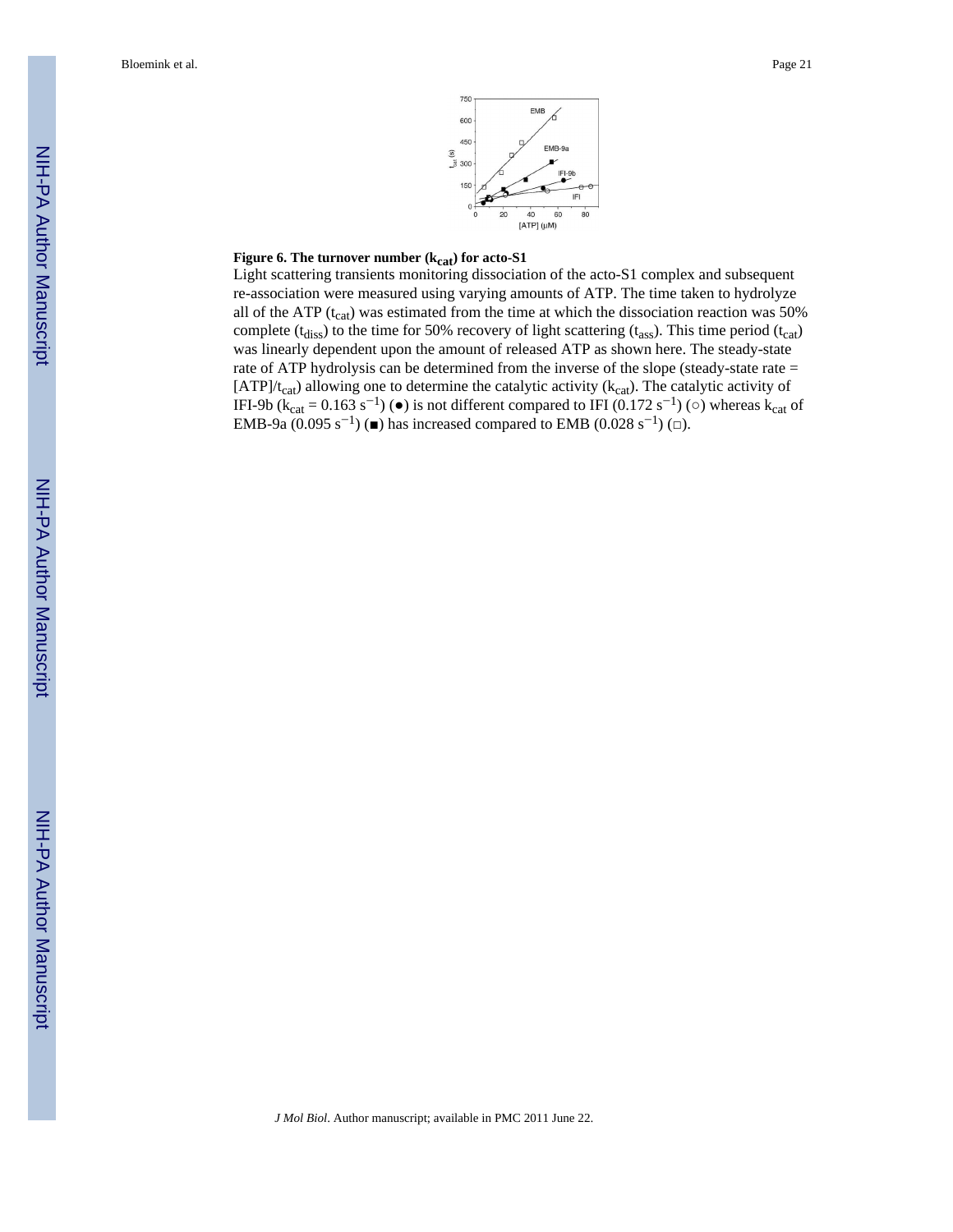**Figure 6. The turnover number ($k_{cat}$) for acto-S1**

Light scattering transients monitoring dissociation of the acto-S1 complex and subsequent re-association were measured using varying amounts of ATP. The time taken to hydrolyze all of the ATP ($t_{cat}$) was estimated from the time at which the dissociation reaction was 50% complete ($t_{diss}$) to the time for 50% recovery of light scattering ($t_{ass}$). This time period ($t_{cat}$) was linearly dependent upon the amount of released ATP as shown here. The steady-state rate of ATP hydrolysis can be determined from the inverse of the slope (steady-state rate = [ATP]/$t_{cat}$) allowing one to determine the catalytic activity ($k_{cat}$). The catalytic activity of IFI-9b ($k_{cat} = 0.163\ s^{-1}$) (●) is not different compared to IFI ($0.172\ s^{-1}$) (○) whereas $k_{cat}$ of EMB-9a ($0.095\ s^{-1}$) (■) has increased compared to EMB ($0.028\ s^{-1}$) (□).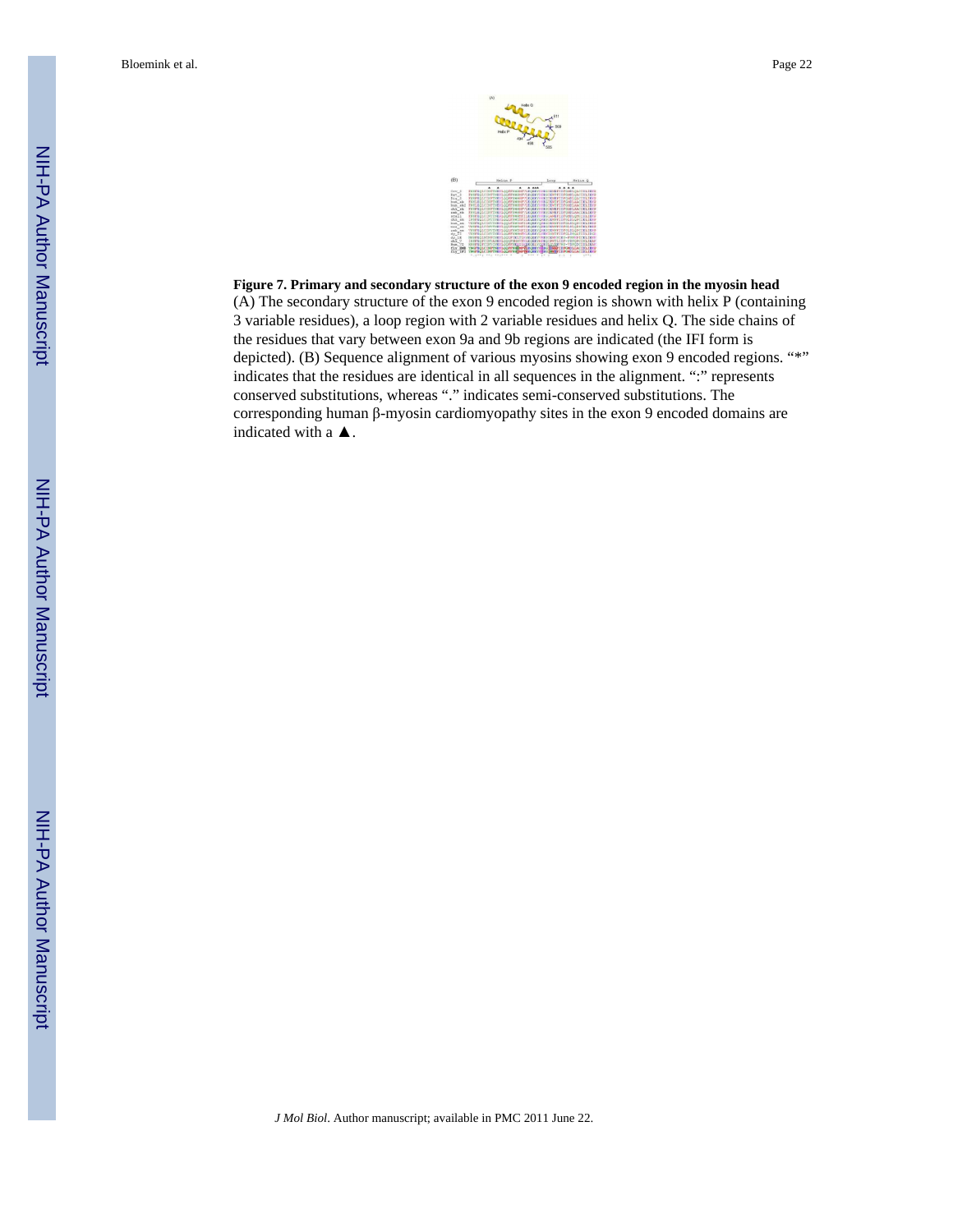**Figure 7. Primary and secondary structure of the exon 9 encoded region in the myosin head**

(A) The secondary structure of the exon 9 encoded region is shown with helix P (containing 3 variable residues), a loop region with 2 variable residues and helix Q. The side chains of the residues that vary between exon 9a and 9b regions are indicated (the IFI form is depicted). (B) Sequence alignment of various myosins showing exon 9 encoded regions. "*" indicates that the residues are identical in all sequences in the alignment. ":" represents conserved substitutions, whereas "." indicates semi-conserved substitutions. The corresponding human β-myosin cardiomyopathy sites in the exon 9 encoded domains are indicated with a ▲.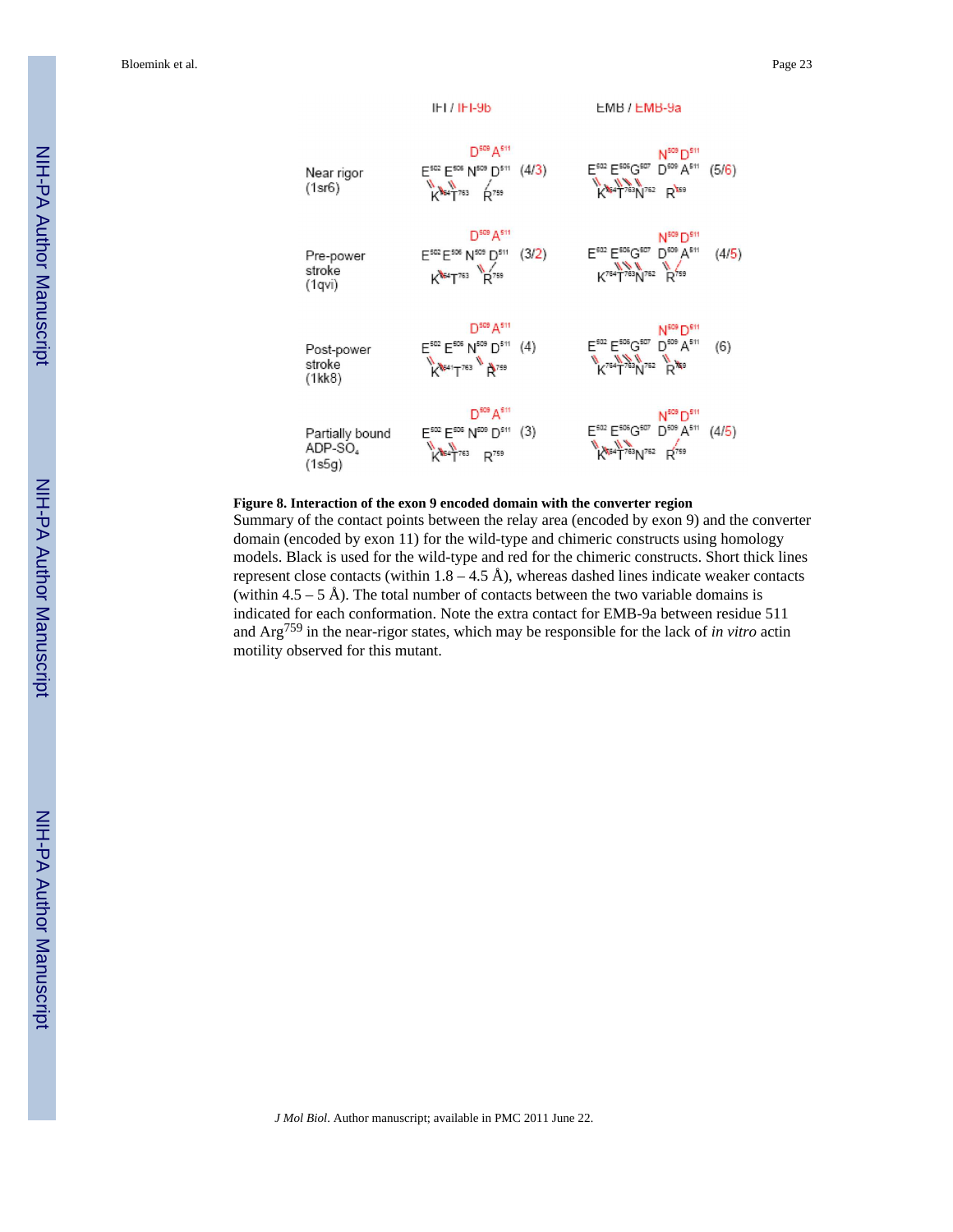| | IFI / IFI-9b | | EMB / EMB-9a | |
|---|---|---|---|---|
| Near rigor (1sr6) | $E^{502}$ $E^{506}$ $N^{509}$ $D^{511}$ / $D^{509}$ $A^{511}$ / $K^{764}$ $T^{763}$ $R^{759}$ | (4/3) | $E^{502}$ $E^{506}$ $G^{507}$ $D^{509}$ $A^{511}$ / $N^{509}$ $D^{511}$ / $K^{764}$ $T^{763}$ $N^{762}$ $R^{759}$ | (5/6) |
| Pre-power stroke (1qvi) | $E^{502}$ $E^{506}$ $N^{509}$ $D^{511}$ / $D^{509}$ $A^{511}$ / $K^{764}$ $T^{763}$ $R^{759}$ | (3/2) | $E^{502}$ $E^{506}$ $G^{507}$ $D^{509}$ $A^{511}$ / $N^{509}$ $D^{511}$ / $K^{764}$ $T^{763}$ $N^{762}$ $R^{759}$ | (4/5) |
| Post-power stroke (1kk8) | $E^{502}$ $E^{506}$ $N^{509}$ $D^{511}$ / $D^{509}$ $A^{511}$ / $K^{764}$ $T^{763}$ $R^{759}$ | (4) | $E^{502}$ $E^{506}$ $G^{507}$ $D^{509}$ $A^{511}$ / $N^{509}$ $D^{511}$ / $K^{764}$ $T^{763}$ $N^{762}$ $R^{759}$ | (6) |
| Partially bound ADP-$SO_4$ (1s5g) | $E^{502}$ $E^{506}$ $N^{509}$ $D^{511}$ / $D^{509}$ $A^{511}$ / $K^{764}$ $T^{763}$ $R^{759}$ | (3) | $E^{502}$ $E^{506}$ $G^{507}$ $D^{509}$ $A^{511}$ / $N^{509}$ $D^{511}$ / $K^{764}$ $T^{763}$ $N^{762}$ $R^{759}$ | (4/5) |

**Figure 8. Interaction of the exon 9 encoded domain with the converter region**

Summary of the contact points between the relay area (encoded by exon 9) and the converter domain (encoded by exon 11) for the wild-type and chimeric constructs using homology models. Black is used for the wild-type and red for the chimeric constructs. Short thick lines represent close contacts (within 1.8 – 4.5 Å), whereas dashed lines indicate weaker contacts (within 4.5 – 5 Å). The total number of contacts between the two variable domains is indicated for each conformation. Note the extra contact for EMB-9a between residue 511 and $Arg^{759}$ in the near-rigor states, which may be responsible for the lack of *in vitro* actin motility observed for this mutant.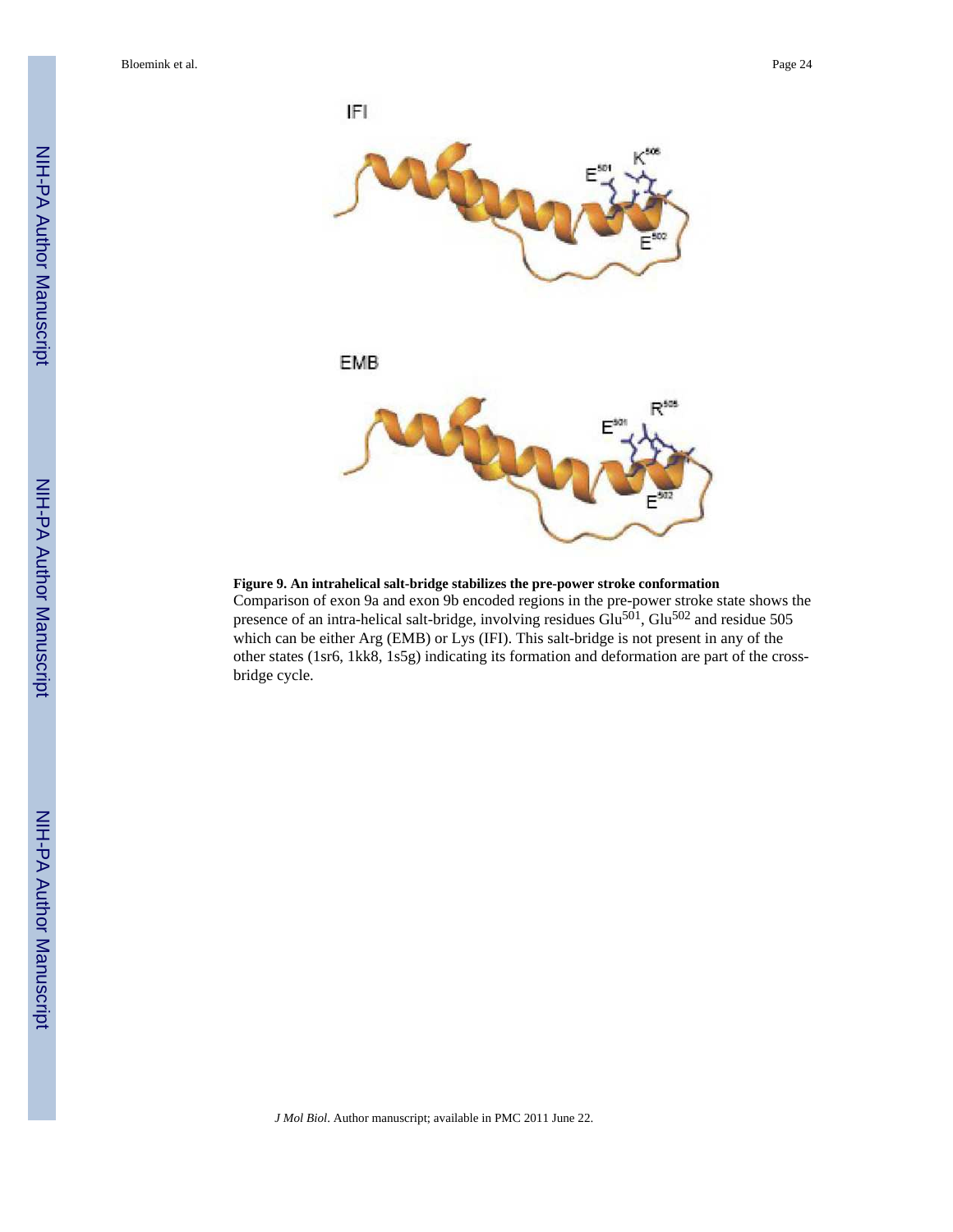**Figure 9. An intrahelical salt-bridge stabilizes the pre-power stroke conformation**

Comparison of exon 9a and exon 9b encoded regions in the pre-power stroke state shows the presence of an intra-helical salt-bridge, involving residues $Glu^{501}$, $Glu^{502}$ and residue 505 which can be either Arg (EMB) or Lys (IFI). This salt-bridge is not present in any of the other states (1sr6, 1kk8, 1s5g) indicating its formation and deformation are part of the cross-bridge cycle.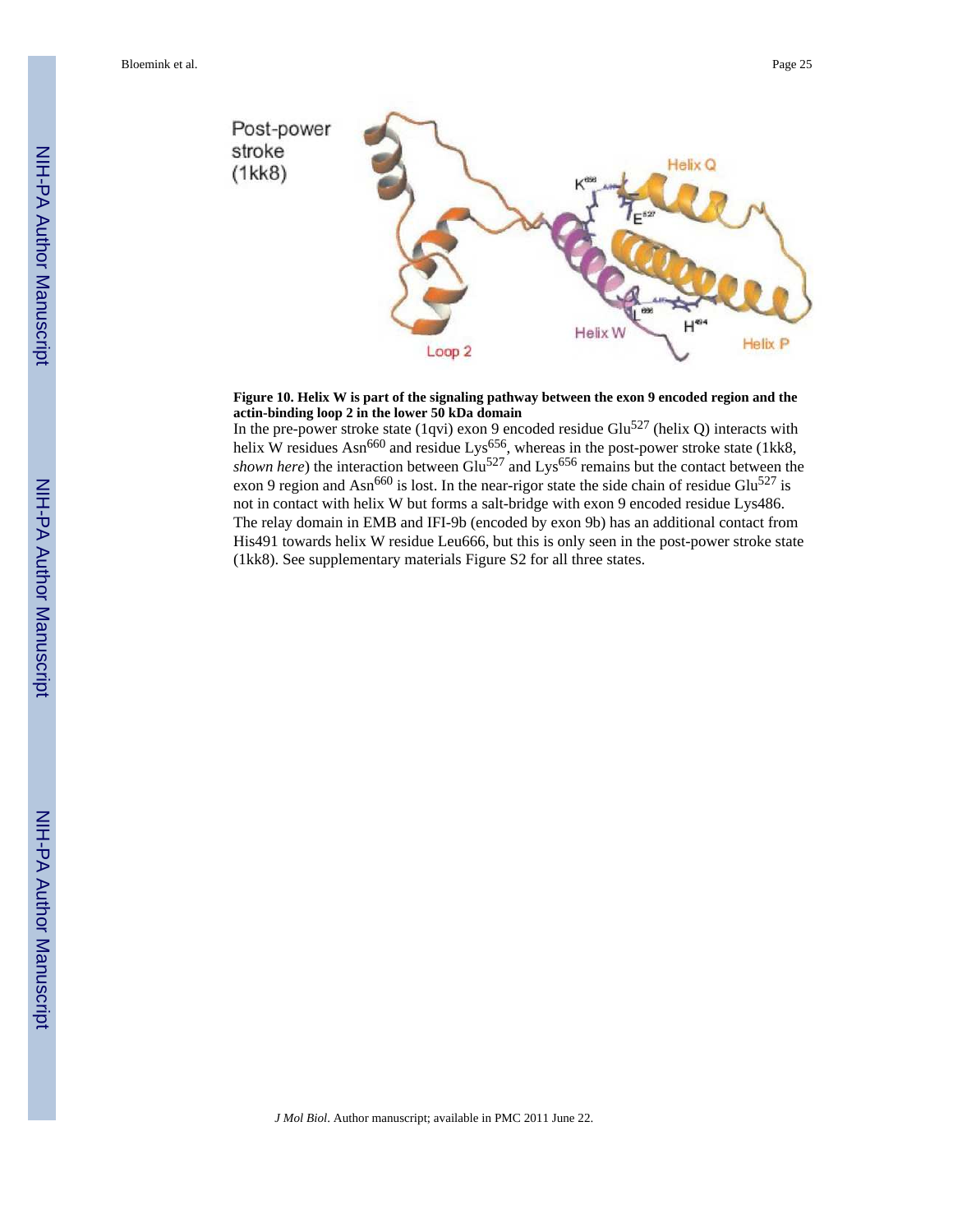**Figure 10. Helix W is part of the signaling pathway between the exon 9 encoded region and the actin-binding loop 2 in the lower 50 kDa domain**

In the pre-power stroke state (1qvi) exon 9 encoded residue $Glu^{527}$ (helix Q) interacts with helix W residues $Asn^{660}$ and residue $Lys^{656}$, whereas in the post-power stroke state (1kk8, *shown here*) the interaction between $Glu^{527}$ and $Lys^{656}$ remains but the contact between the exon 9 region and $Asn^{660}$ is lost. In the near-rigor state the side chain of residue $Glu^{527}$ is not in contact with helix W but forms a salt-bridge with exon 9 encoded residue Lys486. The relay domain in EMB and IFI-9b (encoded by exon 9b) has an additional contact from His491 towards helix W residue Leu666, but this is only seen in the post-power stroke state (1kk8). See supplementary materials Figure S2 for all three states.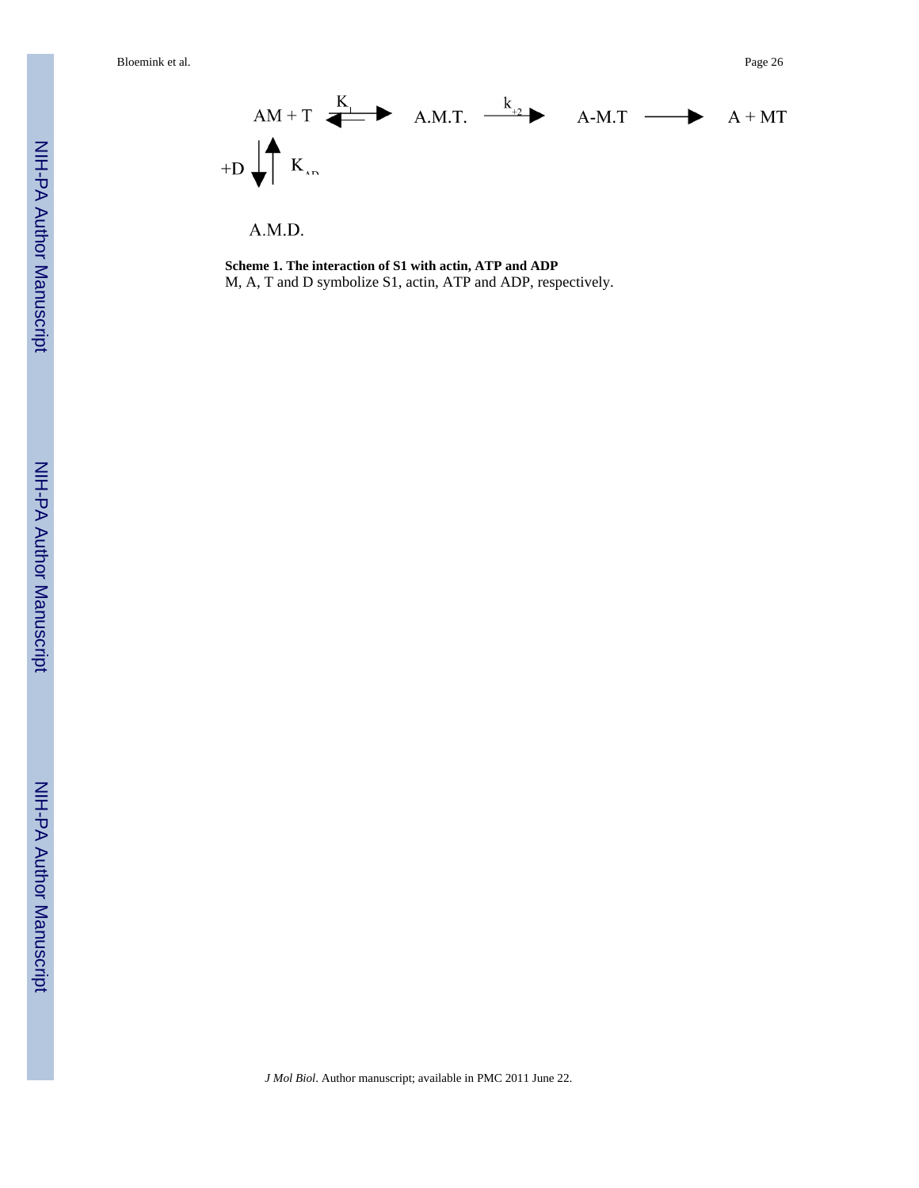$$
\begin{array}{ccccccc}
AM + T & \overset{K_1}{\rightleftharpoons} & A.M.T. & \xrightarrow{k_{+2}} & A\text{-}M.T & \longrightarrow & A + MT \\
{\scriptstyle +D}\ \big\downarrow\!\big\uparrow\ {\scriptstyle K_{AD}} & & & & & & \\
A.M.D. & & & & & &
\end{array}
$$

**Scheme 1. The interaction of S1 with actin, ATP and ADP**

M, A, T and D symbolize S1, actin, ATP and ADP, respectively.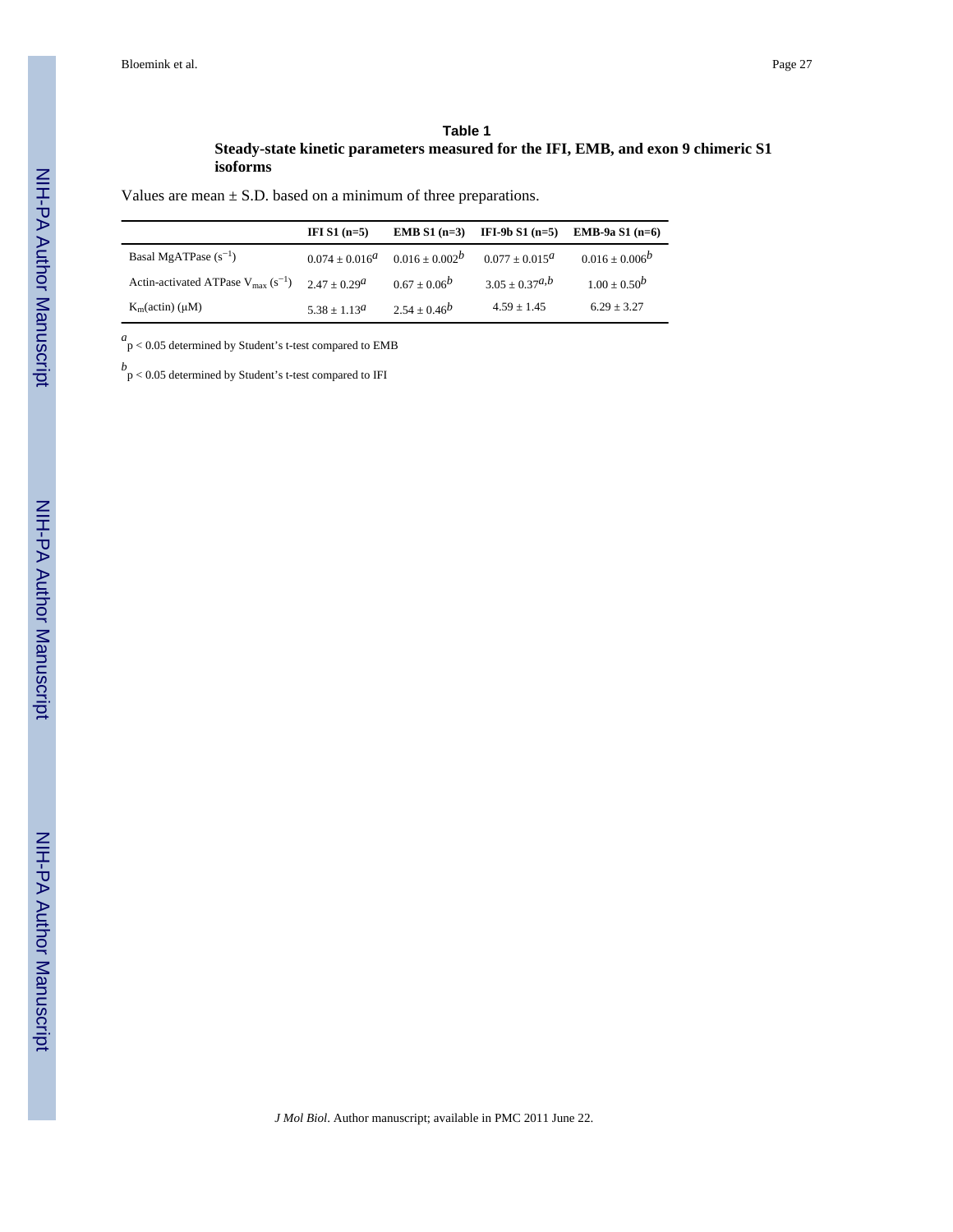## Table 1

**Steady-state kinetic parameters measured for the IFI, EMB, and exon 9 chimeric S1 isoforms**

Values are mean ± S.D. based on a minimum of three preparations.

| | IFI S1 (n=5) | EMB S1 (n=3) | IFI-9b S1 (n=5) | EMB-9a S1 (n=6) |
|---|---|---|---|---|
| Basal MgATPase ($s^{-1}$) | 0.074 ± 0.016[a] | 0.016 ± 0.002[b] | 0.077 ± 0.015[a] | 0.016 ± 0.006[b] |
| Actin-activated ATPase $V_{max}$ ($s^{-1}$) | 2.47 ± 0.29[a] | 0.67 ± 0.06[b] | 3.05 ± 0.37[a,b] | 1.00 ± 0.50[b] |
| $K_m$(actin) (μM) | 5.38 ± 1.13[a] | 2.54 ± 0.46[b] | 4.59 ± 1.45 | 6.29 ± 3.27 |

[a] $p < 0.05$ determined by Student's t-test compared to EMB

[b] $p < 0.05$ determined by Student's t-test compared to IFI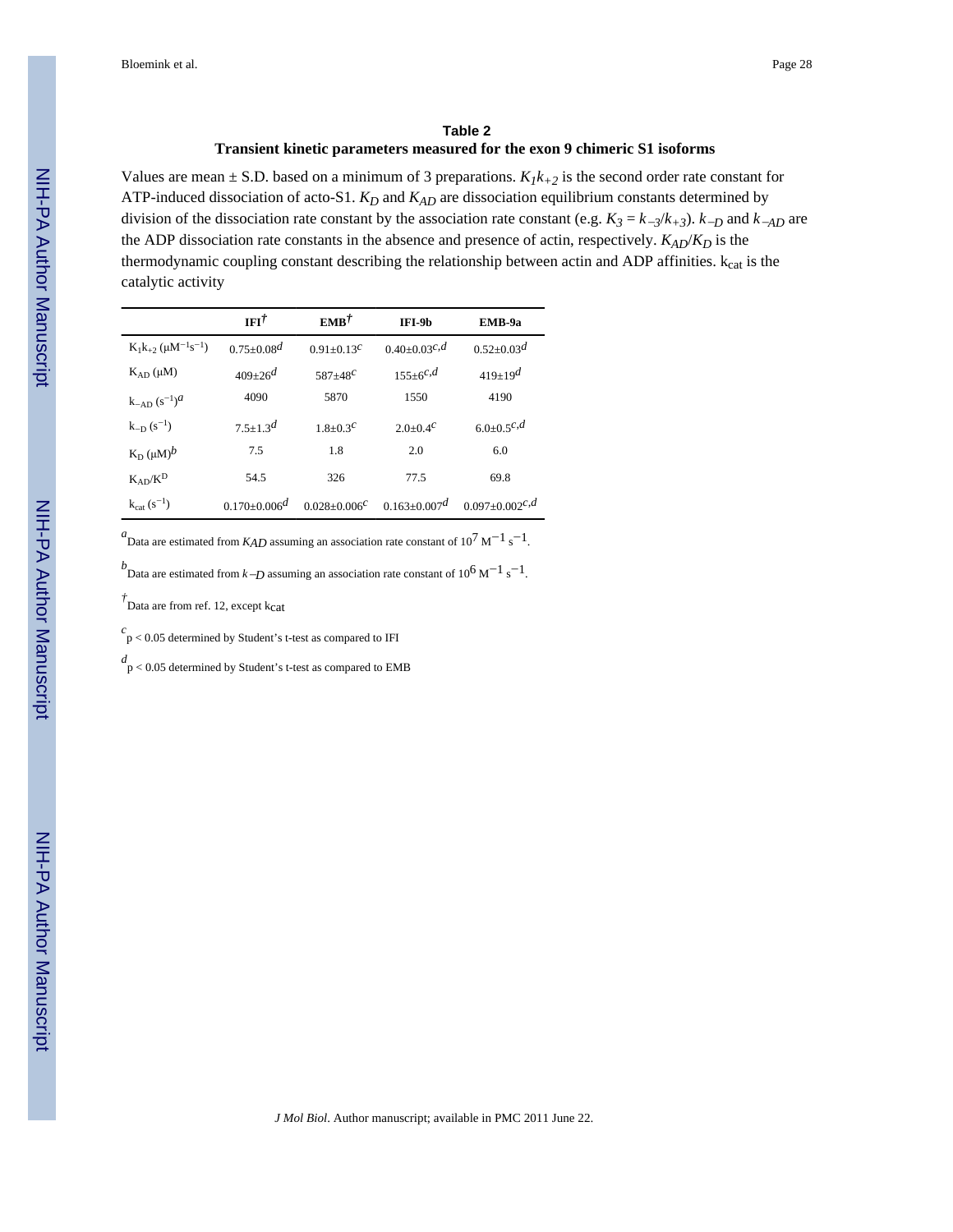## Table 2

### Transient kinetic parameters measured for the exon 9 chimeric S1 isoforms

Values are mean ± S.D. based on a minimum of 3 preparations. $K_1k_{+2}$ is the second order rate constant for ATP-induced dissociation of acto-S1. $K_D$ and $K_{AD}$ are dissociation equilibrium constants determined by division of the dissociation rate constant by the association rate constant (e.g. $K_3 = k_{-3}/k_{+3}$). $k_{-D}$ and $k_{-AD}$ are the ADP dissociation rate constants in the absence and presence of actin, respectively. $K_{AD}/K_D$ is the thermodynamic coupling constant describing the relationship between actin and ADP affinities. $k_{cat}$ is the catalytic activity

| | IFI[†] | EMB[†] | IFI-9b | EMB-9a |
|---|---|---|---|---|
| $K_1k_{+2}$ ($\mu M^{-1}s^{-1}$) | 0.75±0.08[d] | 0.91±0.13[c] | 0.40±0.03[c,d] | 0.52±0.03[d] |
| $K_{AD}$ (μM) | 409±26[d] | 587±48[c] | 155±6[c,d] | 419±19[d] |
| $k_{-AD}$ ($s^{-1}$)[a] | 4090 | 5870 | 1550 | 4190 |
| $k_{-D}$ ($s^{-1}$) | 7.5±1.3[d] | 1.8±0.3[c] | 2.0±0.4[c] | 6.0±0.5[c,d] |
| $K_D$ (μM)[b] | 7.5 | 1.8 | 2.0 | 6.0 |
| $K_{AD}/K^D$ | 54.5 | 326 | 77.5 | 69.8 |
| $k_{cat}$ ($s^{-1}$) | 0.170±0.006[d] | 0.028±0.006[c] | 0.163±0.007[d] | 0.097±0.002[c,d] |

[a] Data are estimated from $K_{AD}$ assuming an association rate constant of $10^7$ $M^{-1}$ $s^{-1}$.

[b] Data are estimated from $k_{-D}$ assuming an association rate constant of $10^6$ $M^{-1}$ $s^{-1}$.

[†] Data are from ref. 12, except $k_{cat}$

[c] $p < 0.05$ determined by Student's t-test as compared to IFI

[d] $p < 0.05$ determined by Student's t-test as compared to EMB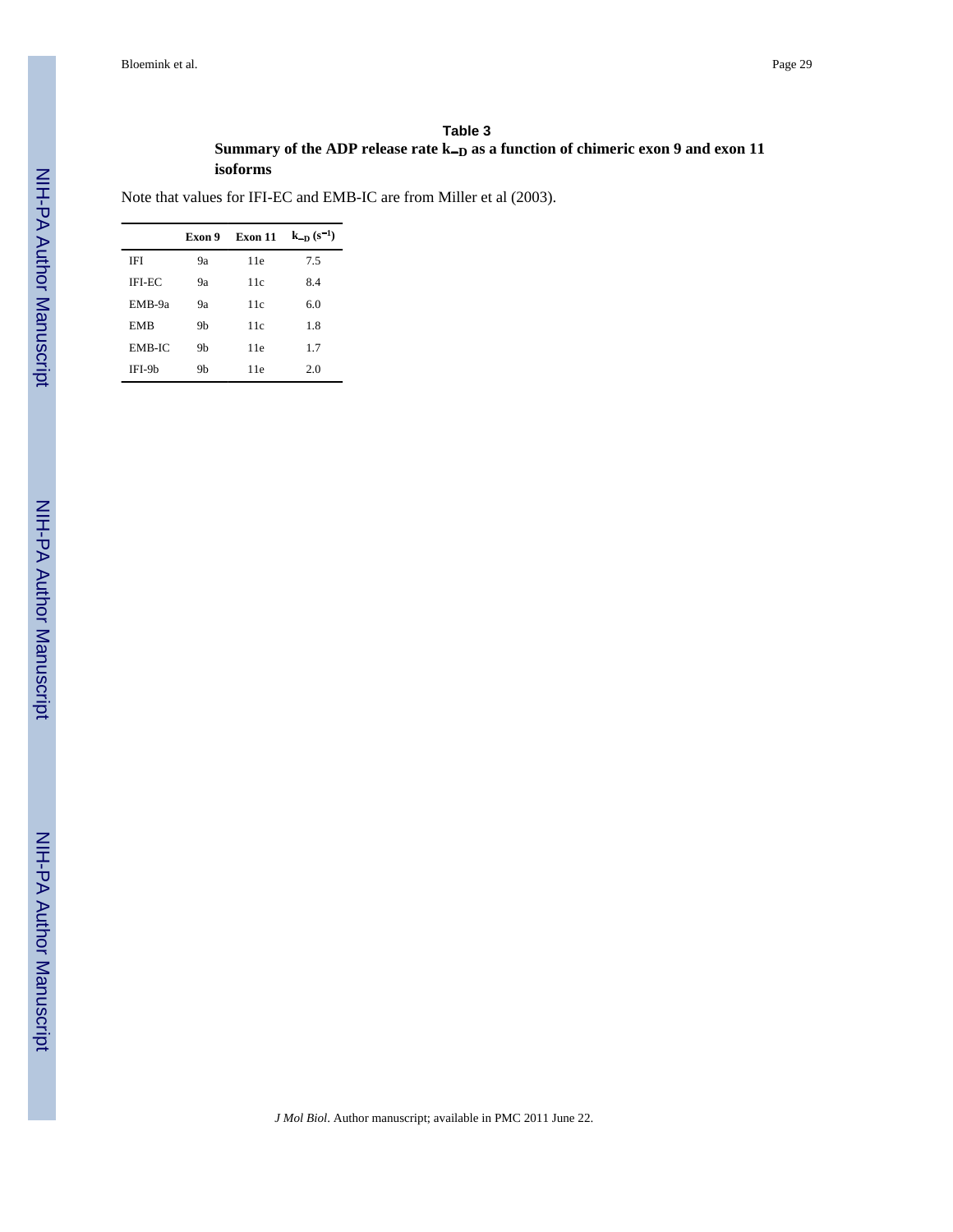## Table 3

**Summary of the ADP release rate $k_{-D}$ as a function of chimeric exon 9 and exon 11 isoforms**

Note that values for IFI-EC and EMB-IC are from Miller et al (2003).

| | Exon 9 | Exon 11 | $k_{-D}$ ($s^{-1}$) |
|---|---|---|---|
| IFI | 9a | 11e | 7.5 |
| IFI-EC | 9a | 11c | 8.4 |
| EMB-9a | 9a | 11c | 6.0 |
| EMB | 9b | 11c | 1.8 |
| EMB-IC | 9b | 11e | 1.7 |
| IFI-9b | 9b | 11e | 2.0 |